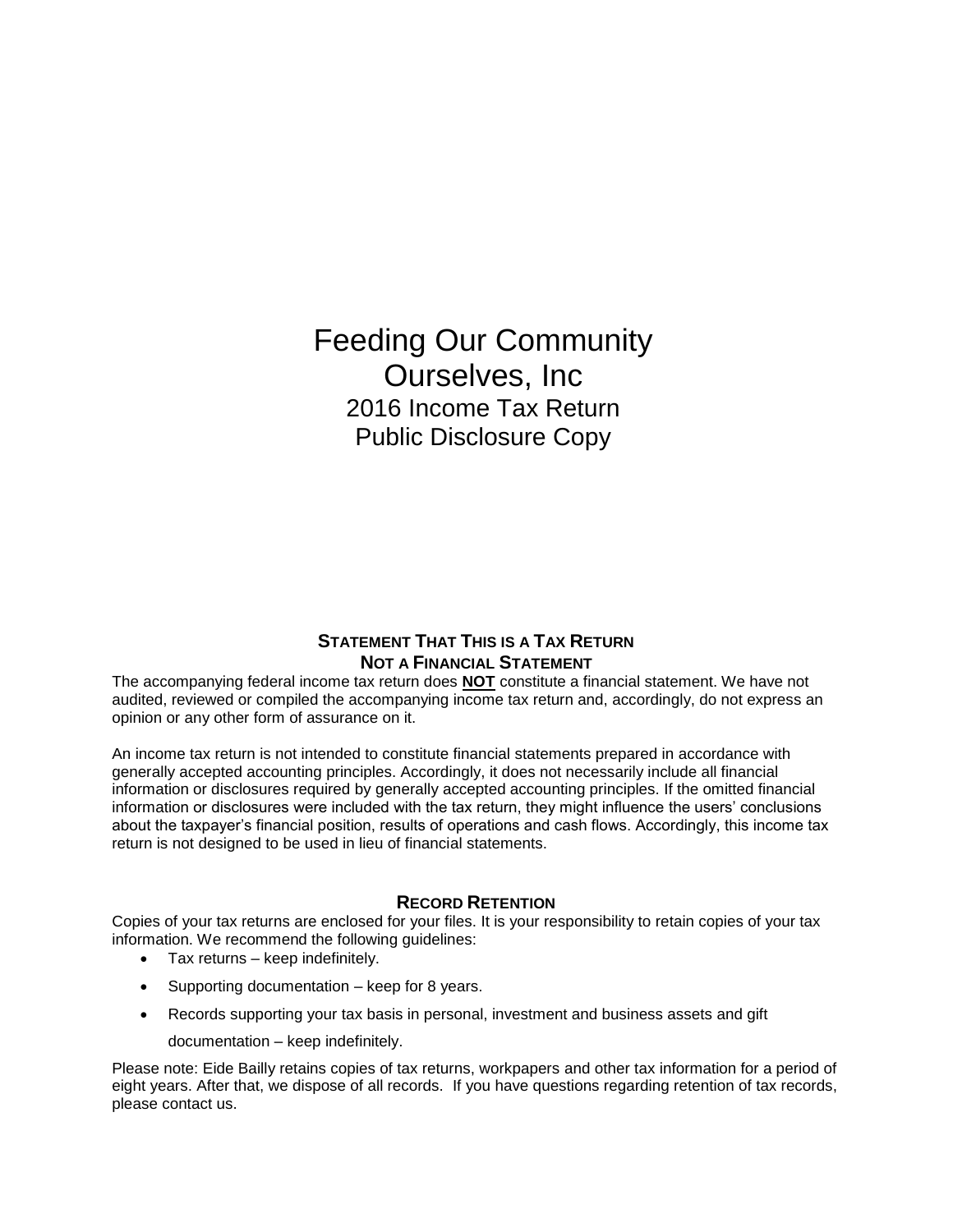# Feeding Our Community Ourselves, Inc

## 2016 Income Tax Return
## Public Disclosure Copy

### Statement That This is a Tax Return Not a Financial Statement

The accompanying federal income tax return does **NOT** constitute a financial statement. We have not audited, reviewed or compiled the accompanying income tax return and, accordingly, do not express an opinion or any other form of assurance on it.

An income tax return is not intended to constitute financial statements prepared in accordance with generally accepted accounting principles. Accordingly, it does not necessarily include all financial information or disclosures required by generally accepted accounting principles. If the omitted financial information or disclosures were included with the tax return, they might influence the users' conclusions about the taxpayer's financial position, results of operations and cash flows. Accordingly, this income tax return is not designed to be used in lieu of financial statements.

### Record Retention

Copies of your tax returns are enclosed for your files. It is your responsibility to retain copies of your tax information. We recommend the following guidelines:

- Tax returns – keep indefinitely.
- Supporting documentation – keep for 8 years.
- Records supporting your tax basis in personal, investment and business assets and gift documentation – keep indefinitely.

Please note: Eide Bailly retains copies of tax returns, workpapers and other tax information for a period of eight years. After that, we dispose of all records. If you have questions regarding retention of tax records, please contact us.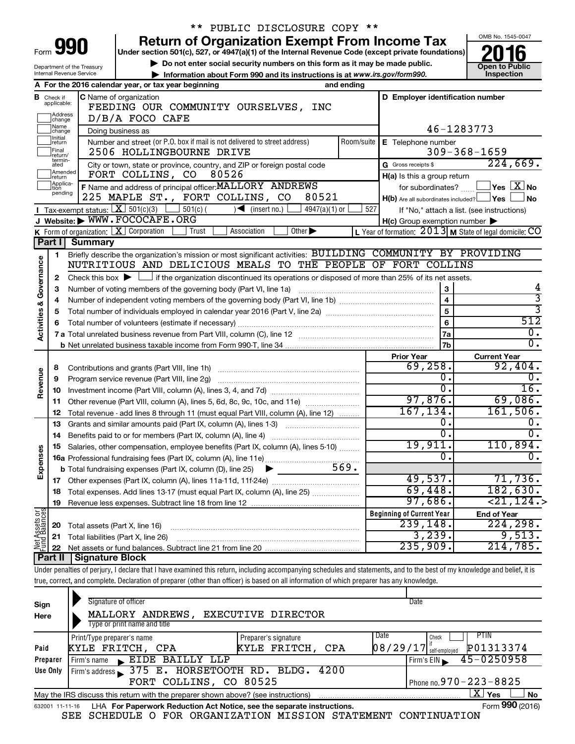** PUBLIC DISCLOSURE COPY **

# Form 990 — Return of Organization Exempt From Income Tax (2016)

Under section 501(c), 527, or 4947(a)(1) of the Internal Revenue Code (except private foundations)

▶ Do not enter social security numbers on this form as it may be made public.

▶ Information about Form 990 and its instructions is at *www.irs.gov/form990.*

OMB No. 1545-0047 | **Open to Public Inspection**

Department of the Treasury Internal Revenue Service

**A** For the 2016 calendar year, or tax year beginning and ending

**B** Check if applicable: Address change; Name change; Initial return; Final return/terminated; Amended return; Application pending

**C** Name of organization: FEEDING OUR COMMUNITY OURSELVES, INC D/B/A FOCO CAFE

Doing business as

Number and street (or P.O. box if mail is not delivered to street address): 2506 HOLLINGBOURNE DRIVE — Room/suite

City or town, state or province, country, and ZIP or foreign postal code: FORT COLLINS, CO 80526

**D** Employer identification number: 46-1283773

**E** Telephone number: 309-368-1659

**G** Gross receipts $ 224,669.

**F** Name and address of principal officer: MALLORY ANDREWS, 225 MAPLE ST., FORT COLLINS, CO 80521

**H(a)** Is this a group return for subordinates? ☐ Yes ☒ No

**H(b)** Are all subordinates included? ☐ Yes ☐ No — If "No," attach a list. (see instructions)

**H(c)** Group exemption number ▶

**I** Tax-exempt status: ☒ 501(c)(3) ☐ 501(c) ( ) ◀ (insert no.) ☐ 4947(a)(1) or ☐ 527

**J** Website: ▶ WWW.FOCOCAFE.ORG

**K** Form of organization: ☒ Corporation ☐ Trust ☐ Association ☐ Other ▶

**L** Year of formation: 2013 **M** State of legal domicile: CO

## Part I Summary

**Activities & Governance**

1 Briefly describe the organization's mission or most significant activities: BUILDING COMMUNITY BY PROVIDING NUTRITIOUS AND DELICIOUS MEALS TO THE PEOPLE OF FORT COLLINS

2 Check this box ▶ ☐ if the organization discontinued its operations or disposed of more than 25% of its net assets.

| | | | |
|---|---|---|---|
| 3 | Number of voting members of the governing body (Part VI, line 1a) | 3 | 4 |
| 4 | Number of independent voting members of the governing body (Part VI, line 1b) | 4 | 3 |
| 5 | Total number of individuals employed in calendar year 2016 (Part V, line 2a) | 5 | 3 |
| 6 | Total number of volunteers (estimate if necessary) | 6 | 512 |
| 7a | Total unrelated business revenue from Part VIII, column (C), line 12 | 7a | 0. |
| b | Net unrelated business taxable income from Form 990-T, line 34 | 7b | 0. |

| | | | Prior Year | Current Year |
|---|---|---|---|---|
| **Revenue** | 8 | Contributions and grants (Part VIII, line 1h) | 69,258. | 92,404. |
| | 9 | Program service revenue (Part VIII, line 2g) | 0. | 0. |
| | 10 | Investment income (Part VIII, column (A), lines 3, 4, and 7d) | 0. | 16. |
| | 11 | Other revenue (Part VIII, column (A), lines 5, 6d, 8c, 9c, 10c, and 11e) | 97,876. | 69,086. |
| | 12 | Total revenue - add lines 8 through 11 (must equal Part VIII, column (A), line 12) | 167,134. | 161,506. |
| **Expenses** | 13 | Grants and similar amounts paid (Part IX, column (A), lines 1-3) | 0. | 0. |
| | 14 | Benefits paid to or for members (Part IX, column (A), line 4) | 0. | 0. |
| | 15 | Salaries, other compensation, employee benefits (Part IX, column (A), lines 5-10) | 19,911. | 110,894. |
| | 16a | Professional fundraising fees (Part IX, column (A), line 11e) | 0. | 0. |
| | b | Total fundraising expenses (Part IX, column (D), line 25) ▶ 569. | | |
| | 17 | Other expenses (Part IX, column (A), lines 11a-11d, 11f-24e) | 49,537. | 71,736. |
| | 18 | Total expenses. Add lines 13-17 (must equal Part IX, column (A), line 25) | 69,448. | 182,630. |
| | 19 | Revenue less expenses. Subtract line 18 from line 12 | 97,686. | <21,124.> |
| | | | **Beginning of Current Year** | **End of Year** |
| **Net Assets or Fund Balances** | 20 | Total assets (Part X, line 16) | 239,148. | 224,298. |
| | 21 | Total liabilities (Part X, line 26) | 3,239. | 9,513. |
| | 22 | Net assets or fund balances. Subtract line 21 from line 20 | 235,909. | 214,785. |

## Part II Signature Block

Under penalties of perjury, I declare that I have examined this return, including accompanying schedules and statements, and to the best of my knowledge and belief, it is true, correct, and complete. Declaration of preparer (other than officer) is based on all information of which preparer has any knowledge.

**Sign Here**

Signature of officer — Date

MALLORY ANDREWS, EXECUTIVE DIRECTOR

Type or print name and title

**Paid Preparer Use Only**

| Print/Type preparer's name | Preparer's signature | Date | Check if self-employed | PTIN |
|---|---|---|---|---|
| KYLE FRITCH, CPA | KYLE FRITCH, CPA | 08/29/17 | ☐ | P01313374 |

Firm's name ▶ EIDE BAILLY LLP — Firm's EIN ▶ 45-0250958

Firm's address ▶ 375 E. HORSETOOTH RD. BLDG. 4200, FORT COLLINS, CO 80525 — Phone no. 970-223-8825

May the IRS discuss this return with the preparer shown above? (see instructions) ☒ Yes ☐ No

632001 11-11-16 LHA For Paperwork Reduction Act Notice, see the separate instructions. Form **990** (2016)

SEE SCHEDULE O FOR ORGANIZATION MISSION STATEMENT CONTINUATION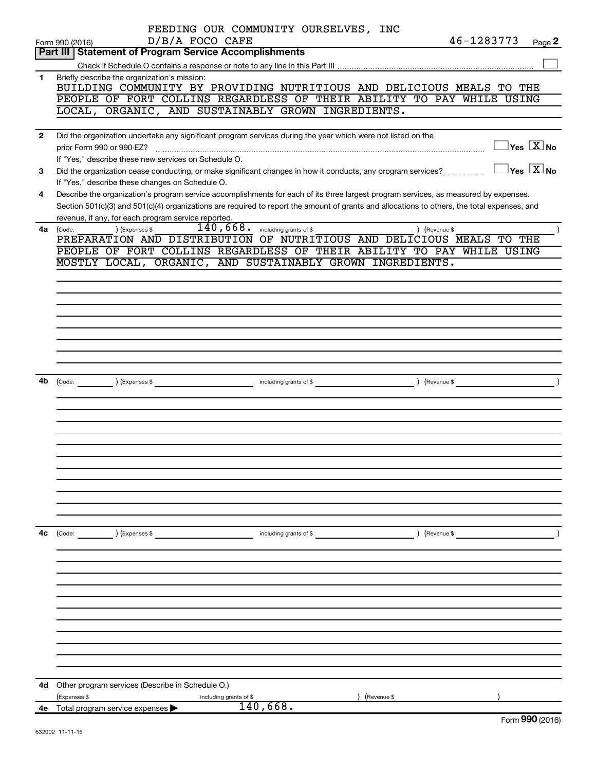FEEDING OUR COMMUNITY OURSELVES, INC

Form 990 (2016) D/B/A FOCO CAFE 46-1283773 Page 2

## Part III | Statement of Program Service Accomplishments

Check if Schedule O contains a response or note to any line in this Part III ☐

**1** Briefly describe the organization's mission:

BUILDING COMMUNITY BY PROVIDING NUTRITIOUS AND DELICIOUS MEALS TO THE PEOPLE OF FORT COLLINS REGARDLESS OF THEIR ABILITY TO PAY WHILE USING LOCAL, ORGANIC, AND SUSTAINABLY GROWN INGREDIENTS.

**2** Did the organization undertake any significant program services during the year which were not listed on the prior Form 990 or 990-EZ? ☐ Yes ☒ No

If "Yes," describe these new services on Schedule O.

**3** Did the organization cease conducting, or make significant changes in how it conducts, any program services? ☐ Yes ☒ No

If "Yes," describe these changes on Schedule O.

**4** Describe the organization's program service accomplishments for each of its three largest program services, as measured by expenses. Section 501(c)(3) and 501(c)(4) organizations are required to report the amount of grants and allocations to others, the total expenses, and revenue, if any, for each program service reported.

**4a** (Code: ) (Expenses $ 140,668. including grants of $ ) (Revenue $ )

PREPARATION AND DISTRIBUTION OF NUTRITIOUS AND DELICIOUS MEALS TO THE PEOPLE OF FORT COLLINS REGARDLESS OF THEIR ABILITY TO PAY WHILE USING MOSTLY LOCAL, ORGANIC, AND SUSTAINABLY GROWN INGREDIENTS.

**4b** (Code: ) (Expenses $ including grants of $ ) (Revenue $ )

**4c** (Code: ) (Expenses $ including grants of $ ) (Revenue $ )

**4d** Other program services (Describe in Schedule O.)

(Expenses $ including grants of $ ) (Revenue $ )

**4e** Total program services expenses ▶ 140,668.

Form **990** (2016)

632002 11-11-16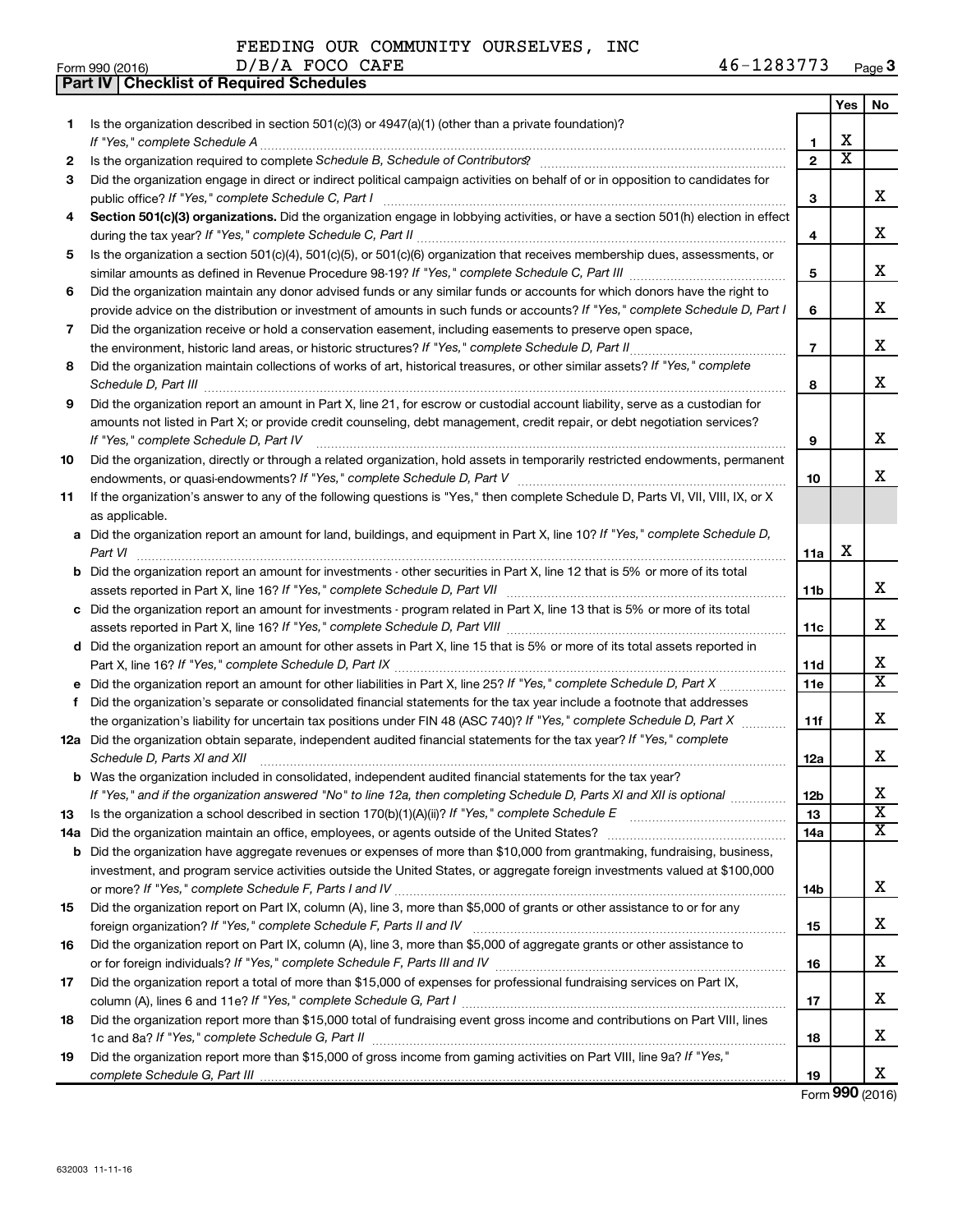FEEDING OUR COMMUNITY OURSELVES, INC
D/B/A FOCO CAFE 46-1283773

Form 990 (2016) Page 3

## Part IV Checklist of Required Schedules

| | | | Yes | No |
|---|---|---|---|---|
| **1** | Is the organization described in section 501(c)(3) or 4947(a)(1) (other than a private foundation)? *If "Yes," complete Schedule A* | 1 | X | |
| **2** | Is the organization required to complete *Schedule B, Schedule of Contributors*? | 2 | X | |
| **3** | Did the organization engage in direct or indirect political campaign activities on behalf of or in opposition to candidates for public office? *If "Yes," complete Schedule C, Part I* | 3 | | X |
| **4** | **Section 501(c)(3) organizations.** Did the organization engage in lobbying activities, or have a section 501(h) election in effect during the tax year? *If "Yes," complete Schedule C, Part II* | 4 | | X |
| **5** | Is the organization a section 501(c)(4), 501(c)(5), or 501(c)(6) organization that receives membership dues, assessments, or similar amounts as defined in Revenue Procedure 98-19? *If "Yes," complete Schedule C, Part III* | 5 | | X |
| **6** | Did the organization maintain any donor advised funds or any similar funds or accounts for which donors have the right to provide advice on the distribution or investment of amounts in such funds or accounts? *If "Yes," complete Schedule D, Part I* | 6 | | X |
| **7** | Did the organization receive or hold a conservation easement, including easements to preserve open space, the environment, historic land areas, or historic structures? *If "Yes," complete Schedule D, Part II* | 7 | | X |
| **8** | Did the organization maintain collections of works of art, historical treasures, or other similar assets? *If "Yes," complete Schedule D, Part III* | 8 | | X |
| **9** | Did the organization report an amount in Part X, line 21, for escrow or custodial account liability, serve as a custodian for amounts not listed in Part X; or provide credit counseling, debt management, credit repair, or debt negotiation services? *If "Yes," complete Schedule D, Part IV* | 9 | | X |
| **10** | Did the organization, directly or through a related organization, hold assets in temporarily restricted endowments, permanent endowments, or quasi-endowments? *If "Yes," complete Schedule D, Part V* | 10 | | X |
| **11** | If the organization's answer to any of the following questions is "Yes," then complete Schedule D, Parts VI, VII, VIII, IX, or X as applicable. | | | |
| **a** | Did the organization report an amount for land, buildings, and equipment in Part X, line 10? *If "Yes," complete Schedule D, Part VI* | 11a | X | |
| **b** | Did the organization report an amount for investments - other securities in Part X, line 12 that is 5% or more of its total assets reported in Part X, line 16? *If "Yes," complete Schedule D, Part VII* | 11b | | X |
| **c** | Did the organization report an amount for investments - program related in Part X, line 13 that is 5% or more of its total assets reported in Part X, line 16? *If "Yes," complete Schedule D, Part VIII* | 11c | | X |
| **d** | Did the organization report an amount for other assets in Part X, line 15 that is 5% or more of its total assets reported in Part X, line 16? *If "Yes," complete Schedule D, Part IX* | 11d | | X |
| **e** | Did the organization report an amount for other liabilities in Part X, line 25? *If "Yes," complete Schedule D, Part X* | 11e | | X |
| **f** | Did the organization's separate or consolidated financial statements for the tax year include a footnote that addresses the organization's liability for uncertain tax positions under FIN 48 (ASC 740)? *If "Yes," complete Schedule D, Part X* | 11f | | X |
| **12a** | Did the organization obtain separate, independent audited financial statements for the tax year? *If "Yes," complete Schedule D, Parts XI and XII* | 12a | | X |
| **b** | Was the organization included in consolidated, independent audited financial statements for the tax year? *If "Yes," and if the organization answered "No" to line 12a, then completing Schedule D, Parts XI and XII is optional* | 12b | | X |
| **13** | Is the organization a school described in section 170(b)(1)(A)(ii)? *If "Yes," complete Schedule E* | 13 | | X |
| **14a** | Did the organization maintain an office, employees, or agents outside of the United States? | 14a | | X |
| **b** | Did the organization have aggregate revenues or expenses of more than $10,000 from grantmaking, fundraising, business, investment, and program service activities outside the United States, or aggregate foreign investments valued at $100,000 or more? *If "Yes," complete Schedule F, Parts I and IV* | 14b | | X |
| **15** | Did the organization report on Part IX, column (A), line 3, more than $5,000 of grants or other assistance to or for any foreign organization? *If "Yes," complete Schedule F, Parts II and IV* | 15 | | X |
| **16** | Did the organization report on Part IX, column (A), line 3, more than $5,000 of aggregate grants or other assistance to or for foreign individuals? *If "Yes," complete Schedule F, Parts III and IV* | 16 | | X |
| **17** | Did the organization report a total of more than $15,000 of expenses for professional fundraising services on Part IX, column (A), lines 6 and 11e? *If "Yes," complete Schedule G, Part I* | 17 | | X |
| **18** | Did the organization report more than $15,000 total of fundraising event gross income and contributions on Part VIII, lines 1c and 8a? *If "Yes," complete Schedule G, Part II* | 18 | | X |
| **19** | Did the organization report more than $15,000 of gross income from gaming activities on Part VIII, line 9a? *If "Yes," complete Schedule G, Part III* | 19 | | X |

Form **990** (2016)

632003 11-11-16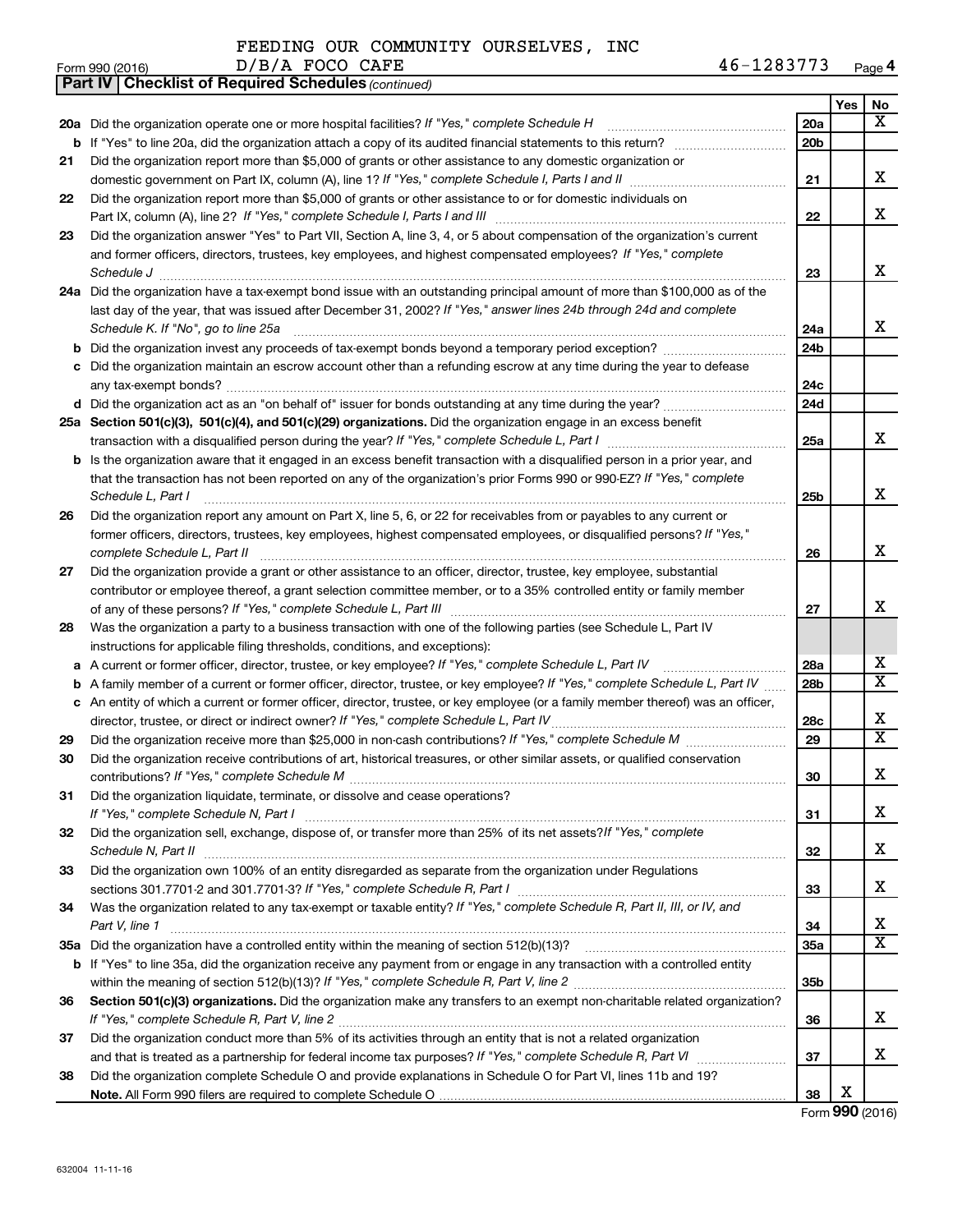FEEDING OUR COMMUNITY OURSELVES, INC

Form 990 (2016) D/B/A FOCO CAFE 46-1283773 Page 4

**Part IV | Checklist of Required Schedules** *(continued)*

| | | | Yes | No |
|---|---|---|---|---|
| **20a** | Did the organization operate one or more hospital facilities? *If "Yes," complete Schedule H* | 20a | | X |
| **b** | If "Yes" to line 20a, did the organization attach a copy of its audited financial statements to this return? | 20b | | |
| **21** | Did the organization report more than $5,000 of grants or other assistance to any domestic organization or domestic government on Part IX, column (A), line 1? *If "Yes," complete Schedule I, Parts I and II* | 21 | | X |
| **22** | Did the organization report more than $5,000 of grants or other assistance to or for domestic individuals on Part IX, column (A), line 2? *If "Yes," complete Schedule I, Parts I and III* | 22 | | X |
| **23** | Did the organization answer "Yes" to Part VII, Section A, line 3, 4, or 5 about compensation of the organization's current and former officers, directors, trustees, key employees, and highest compensated employees? *If "Yes," complete Schedule J* | 23 | | X |
| **24a** | Did the organization have a tax-exempt bond issue with an outstanding principal amount of more than $100,000 as of the last day of the year, that was issued after December 31, 2002? *If "Yes," answer lines 24b through 24d and complete Schedule K. If "No", go to line 25a* | 24a | | X |
| **b** | Did the organization invest any proceeds of tax-exempt bonds beyond a temporary period exception? | 24b | | |
| **c** | Did the organization maintain an escrow account other than a refunding escrow at any time during the year to defease any tax-exempt bonds? | 24c | | |
| **d** | Did the organization act as an "on behalf of" issuer for bonds outstanding at any time during the year? | 24d | | |
| **25a** | **Section 501(c)(3), 501(c)(4), and 501(c)(29) organizations.** Did the organization engage in an excess benefit transaction with a disqualified person during the year? *If "Yes," complete Schedule L, Part I* | 25a | | X |
| **b** | Is the organization aware that it engaged in an excess benefit transaction with a disqualified person in a prior year, and that the transaction has not been reported on any of the organization's prior Forms 990 or 990-EZ? *If "Yes," complete Schedule L, Part I* | 25b | | X |
| **26** | Did the organization report any amount on Part X, line 5, 6, or 22 for receivables from or payables to any current or former officers, directors, trustees, key employees, highest compensated employees, or disqualified persons? *If "Yes," complete Schedule L, Part II* | 26 | | X |
| **27** | Did the organization provide a grant or other assistance to an officer, director, trustee, key employee, substantial contributor or employee thereof, a grant selection committee member, or to a 35% controlled entity or family member of any of these persons? *If "Yes," complete Schedule L, Part III* | 27 | | X |
| **28** | Was the organization a party to a business transaction with one of the following parties (see Schedule L, Part IV instructions for applicable filing thresholds, conditions, and exceptions): | | | |
| **a** | A current or former officer, director, trustee, or key employee? *If "Yes," complete Schedule L, Part IV* | 28a | | X |
| **b** | A family member of a current or former officer, director, trustee, or key employee? *If "Yes," complete Schedule L, Part IV* | 28b | | X |
| **c** | An entity of which a current or former officer, director, trustee, or key employee (or a family member thereof) was an officer, director, trustee, or direct or indirect owner? *If "Yes," complete Schedule L, Part IV* | 28c | | X |
| **29** | Did the organization receive more than $25,000 in non-cash contributions? *If "Yes," complete Schedule M* | 29 | | X |
| **30** | Did the organization receive contributions of art, historical treasures, or other similar assets, or qualified conservation contributions? *If "Yes," complete Schedule M* | 30 | | X |
| **31** | Did the organization liquidate, terminate, or dissolve and cease operations? *If "Yes," complete Schedule N, Part I* | 31 | | X |
| **32** | Did the organization sell, exchange, dispose of, or transfer more than 25% of its net assets? *If "Yes," complete Schedule N, Part II* | 32 | | X |
| **33** | Did the organization own 100% of an entity disregarded as separate from the organization under Regulations sections 301.7701-2 and 301.7701-3? *If "Yes," complete Schedule R, Part I* | 33 | | X |
| **34** | Was the organization related to any tax-exempt or taxable entity? *If "Yes," complete Schedule R, Part II, III, or IV, and Part V, line 1* | 34 | | X |
| **35a** | Did the organization have a controlled entity within the meaning of section 512(b)(13)? | 35a | | X |
| **b** | If "Yes" to line 35a, did the organization receive any payment from or engage in any transaction with a controlled entity within the meaning of section 512(b)(13)? *If "Yes," complete Schedule R, Part V, line 2* | 35b | | |
| **36** | **Section 501(c)(3) organizations.** Did the organization make any transfers to an exempt non-charitable related organization? *If "Yes," complete Schedule R, Part V, line 2* | 36 | | X |
| **37** | Did the organization conduct more than 5% of its activities through an entity that is not a related organization and that is treated as a partnership for federal income tax purposes? *If "Yes," complete Schedule R, Part VI* | 37 | | X |
| **38** | Did the organization complete Schedule O and provide explanations in Schedule O for Part VI, lines 11b and 19? **Note.** All Form 990 filers are required to complete Schedule O | 38 | X | |

Form **990** (2016)

632004 11-11-16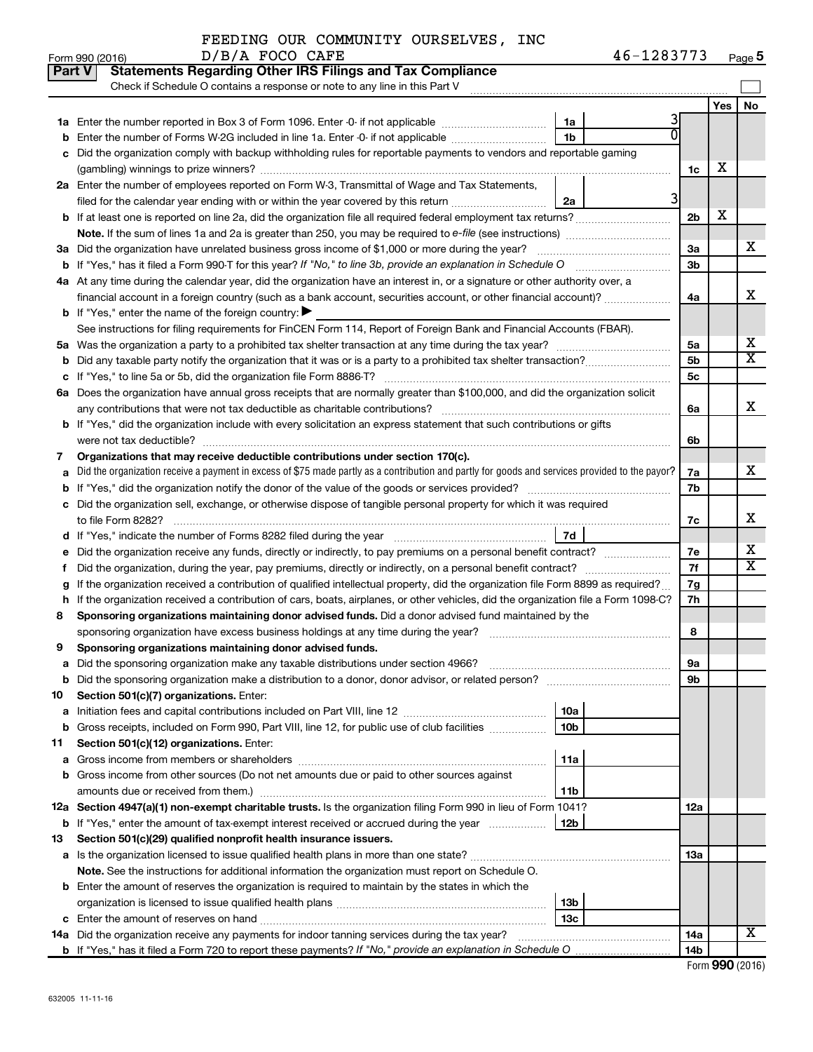FEEDING OUR COMMUNITY OURSELVES, INC

Form 990 (2016) D/B/A FOCO CAFE 46-1283773 Page 5

**Part V Statements Regarding Other IRS Filings and Tax Compliance**

Check if Schedule O contains a response or note to any line in this Part V

| | | | | | Yes | No |
|---|---|---|---|---|---|---|
| **1a** | Enter the number reported in Box 3 of Form 1096. Enter -0- if not applicable | 1a | 3 | | | |
| **b** | Enter the number of Forms W-2G included in line 1a. Enter -0- if not applicable | 1b | 0 | | | |
| **c** | Did the organization comply with backup withholding rules for reportable payments to vendors and reportable gaming (gambling) winnings to prize winners? | | | 1c | X | |
| **2a** | Enter the number of employees reported on Form W-3, Transmittal of Wage and Tax Statements, filed for the calendar year ending with or within the year covered by this return | 2a | 3 | | | |
| **b** | If at least one is reported on line 2a, did the organization file all required federal employment tax returns? | | | 2b | X | |
| | **Note.** If the sum of lines 1a and 2a is greater than 250, you may be required to *e-file* (see instructions) | | | | | |
| **3a** | Did the organization have unrelated business gross income of $1,000 or more during the year? | | | 3a | | X |
| **b** | If "Yes," has it filed a Form 990-T for this year? *If "No," to line 3b, provide an explanation in Schedule O* | | | 3b | | |
| **4a** | At any time during the calendar year, did the organization have an interest in, or a signature or other authority over, a financial account in a foreign country (such as a bank account, securities account, or other financial account)? | | | 4a | | X |
| **b** | If "Yes," enter the name of the foreign country: ▶ | | | | | |
| | See instructions for filing requirements for FinCEN Form 114, Report of Foreign Bank and Financial Accounts (FBAR). | | | | | |
| **5a** | Was the organization a party to a prohibited tax shelter transaction at any time during the tax year? | | | 5a | | X |
| **b** | Did any taxable party notify the organization that it was or is a party to a prohibited tax shelter transaction? | | | 5b | | X |
| **c** | If "Yes," to line 5a or 5b, did the organization file Form 8886-T? | | | 5c | | |
| **6a** | Does the organization have annual gross receipts that are normally greater than $100,000, and did the organization solicit any contributions that were not tax deductible as charitable contributions? | | | 6a | | X |
| **b** | If "Yes," did the organization include with every solicitation an express statement that such contributions or gifts were not tax deductible? | | | 6b | | |
| **7** | **Organizations that may receive deductible contributions under section 170(c).** | | | | | |
| **a** | Did the organization receive a payment in excess of $75 made partly as a contribution and partly for goods and services provided to the payor? | | | 7a | | X |
| **b** | If "Yes," did the organization notify the donor of the value of the goods or services provided? | | | 7b | | |
| **c** | Did the organization sell, exchange, or otherwise dispose of tangible personal property for which it was required to file Form 8282? | | | 7c | | X |
| **d** | If "Yes," indicate the number of Forms 8282 filed during the year | 7d | | | | |
| **e** | Did the organization receive any funds, directly or indirectly, to pay premiums on a personal benefit contract? | | | 7e | | X |
| **f** | Did the organization, during the year, pay premiums, directly or indirectly, on a personal benefit contract? | | | 7f | | X |
| **g** | If the organization received a contribution of qualified intellectual property, did the organization file Form 8899 as required? | | | 7g | | |
| **h** | If the organization received a contribution of cars, boats, airplanes, or other vehicles, did the organization file a Form 1098-C? | | | 7h | | |
| **8** | **Sponsoring organizations maintaining donor advised funds.** Did a donor advised fund maintained by the sponsoring organization have excess business holdings at any time during the year? | | | 8 | | |
| **9** | **Sponsoring organizations maintaining donor advised funds.** | | | | | |
| **a** | Did the sponsoring organization make any taxable distributions under section 4966? | | | 9a | | |
| **b** | Did the sponsoring organization make a distribution to a donor, donor advisor, or related person? | | | 9b | | |
| **10** | **Section 501(c)(7) organizations.** Enter: | | | | | |
| **a** | Initiation fees and capital contributions included on Part VIII, line 12 | 10a | | | | |
| **b** | Gross receipts, included on Form 990, Part VIII, line 12, for public use of club facilities | 10b | | | | |
| **11** | **Section 501(c)(12) organizations.** Enter: | | | | | |
| **a** | Gross income from members or shareholders | 11a | | | | |
| **b** | Gross income from other sources (Do not net amounts due or paid to other sources against amounts due or received from them.) | 11b | | | | |
| **12a** | **Section 4947(a)(1) non-exempt charitable trusts.** Is the organization filing Form 990 in lieu of Form 1041? | | | 12a | | |
| **b** | If "Yes," enter the amount of tax-exempt interest received or accrued during the year | 12b | | | | |
| **13** | **Section 501(c)(29) qualified nonprofit health insurance issuers.** | | | | | |
| **a** | Is the organization licensed to issue qualified health plans in more than one state? | | | 13a | | |
| | **Note.** See the instructions for additional information the organization must report on Schedule O. | | | | | |
| **b** | Enter the amount of reserves the organization is required to maintain by the states in which the organization is licensed to issue qualified health plans | 13b | | | | |
| **c** | Enter the amount of reserves on hand | 13c | | | | |
| **14a** | Did the organization receive any payments for indoor tanning services during the tax year? | | | 14a | | X |
| **b** | If "Yes," has it filed a Form 720 to report these payments? *If "No," provide an explanation in Schedule O* | | | 14b | | |

Form **990** (2016)

632005 11-11-16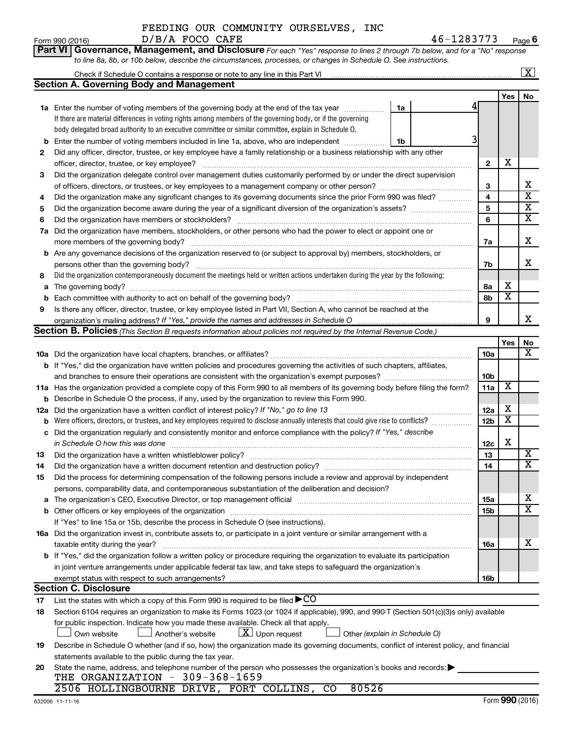FEEDING OUR COMMUNITY OURSELVES, INC
D/B/A FOCO CAFE 46-1283773

**Part VI** **Governance, Management, and Disclosure** *For each "Yes" response to lines 2 through 7b below, and for a "No" response to line 8a, 8b, or 10b below, describe the circumstances, processes, or changes in Schedule O. See instructions.*

Check if Schedule O contains a response or note to any line in this Part VI ..... [X]

## Section A. Governing Body and Management

| | | | | Yes | No |
|---|---|---|---|---|---|
| **1a** | Enter the number of voting members of the governing body at the end of the tax year ..... 1a: 4<br>If there are material differences in voting rights among members of the governing body, or if the governing body delegated broad authority to an executive committee or similar committee, explain in Schedule O. | | | | |
| **b** | Enter the number of voting members included in line 1a, above, who are independent ..... 1b: 3 | | | | |
| **2** | Did any officer, director, trustee, or key employee have a family relationship or a business relationship with any other officer, director, trustee, or key employee? | **2** | | X | |
| **3** | Did the organization delegate control over management duties customarily performed by or under the direct supervision of officers, directors, or trustees, or key employees to a management company or other person? | **3** | | | X |
| **4** | Did the organization make any significant changes to its governing documents since the prior Form 990 was filed? | **4** | | | X |
| **5** | Did the organization become aware during the year of a significant diversion of the organization's assets? | **5** | | | X |
| **6** | Did the organization have members or stockholders? | **6** | | | X |
| **7a** | Did the organization have members, stockholders, or other persons who had the power to elect or appoint one or more members of the governing body? | **7a** | | | X |
| **b** | Are any governance decisions of the organization reserved to (or subject to approval by) members, stockholders, or persons other than the governing body? | **7b** | | | X |
| **8** | Did the organization contemporaneously document the meetings held or written actions undertaken during the year by the following: | | | | |
| **a** | The governing body? | **8a** | | X | |
| **b** | Each committee with authority to act on behalf of the governing body? | **8b** | | X | |
| **9** | Is there any officer, director, trustee, or key employee listed in Part VII, Section A, who cannot be reached at the organization's mailing address? *If "Yes," provide the names and addresses in Schedule O* | **9** | | | X |

## Section B. Policies *(This Section B requests information about policies not required by the Internal Revenue Code.)*

| | | | Yes | No |
|---|---|---|---|---|
| **10a** | Did the organization have local chapters, branches, or affiliates? | **10a** | | X |
| **b** | If "Yes," did the organization have written policies and procedures governing the activities of such chapters, affiliates, and branches to ensure their operations are consistent with the organization's exempt purposes? | **10b** | | |
| **11a** | Has the organization provided a complete copy of this Form 990 to all members of its governing body before filing the form? | **11a** | X | |
| **b** | Describe in Schedule O the process, if any, used by the organization to review this Form 990. | | | |
| **12a** | Did the organization have a written conflict of interest policy? *If "No," go to line 13* | **12a** | X | |
| **b** | Were officers, directors, or trustees, and key employees required to disclose annually interests that could give rise to conflicts? | **12b** | X | |
| **c** | Did the organization regularly and consistently monitor and enforce compliance with the policy? *If "Yes," describe in Schedule O how this was done* | **12c** | X | |
| **13** | Did the organization have a written whistleblower policy? | **13** | | X |
| **14** | Did the organization have a written document retention and destruction policy? | **14** | | X |
| **15** | Did the process for determining compensation of the following persons include a review and approval by independent persons, comparability data, and contemporaneous substantiation of the deliberation and decision? | | | |
| **a** | The organization's CEO, Executive Director, or top management official | **15a** | | X |
| **b** | Other officers or key employees of the organization<br>If "Yes" to line 15a or 15b, describe the process in Schedule O (see instructions). | **15b** | | X |
| **16a** | Did the organization invest in, contribute assets to, or participate in a joint venture or similar arrangement with a taxable entity during the year? | **16a** | | X |
| **b** | If "Yes," did the organization follow a written policy or procedure requiring the organization to evaluate its participation in joint venture arrangements under applicable federal tax law, and take steps to safeguard the organization's exempt status with respect to such arrangements? | **16b** | | |

## Section C. Disclosure

**17** List the states with which a copy of this Form 990 is required to be filed ▶ CO

**18** Section 6104 requires an organization to make its Forms 1023 (or 1024 if applicable), 990, and 990-T (Section 501(c)(3)s only) available for public inspection. Indicate how you made these available. Check all that apply.

[ ] Own website [ ] Another's website [X] Upon request [ ] Other *(explain in Schedule O)*

**19** Describe in Schedule O whether (and if so, how) the organization made its governing documents, conflict of interest policy, and financial statements available to the public during the tax year.

**20** State the name, address, and telephone number of the person who possesses the organization's books and records: ▶

THE ORGANIZATION - 309-368-1659
2506 HOLLINGBOURNE DRIVE, FORT COLLINS, CO 80526

632006 11-11-16 Form **990** (2016)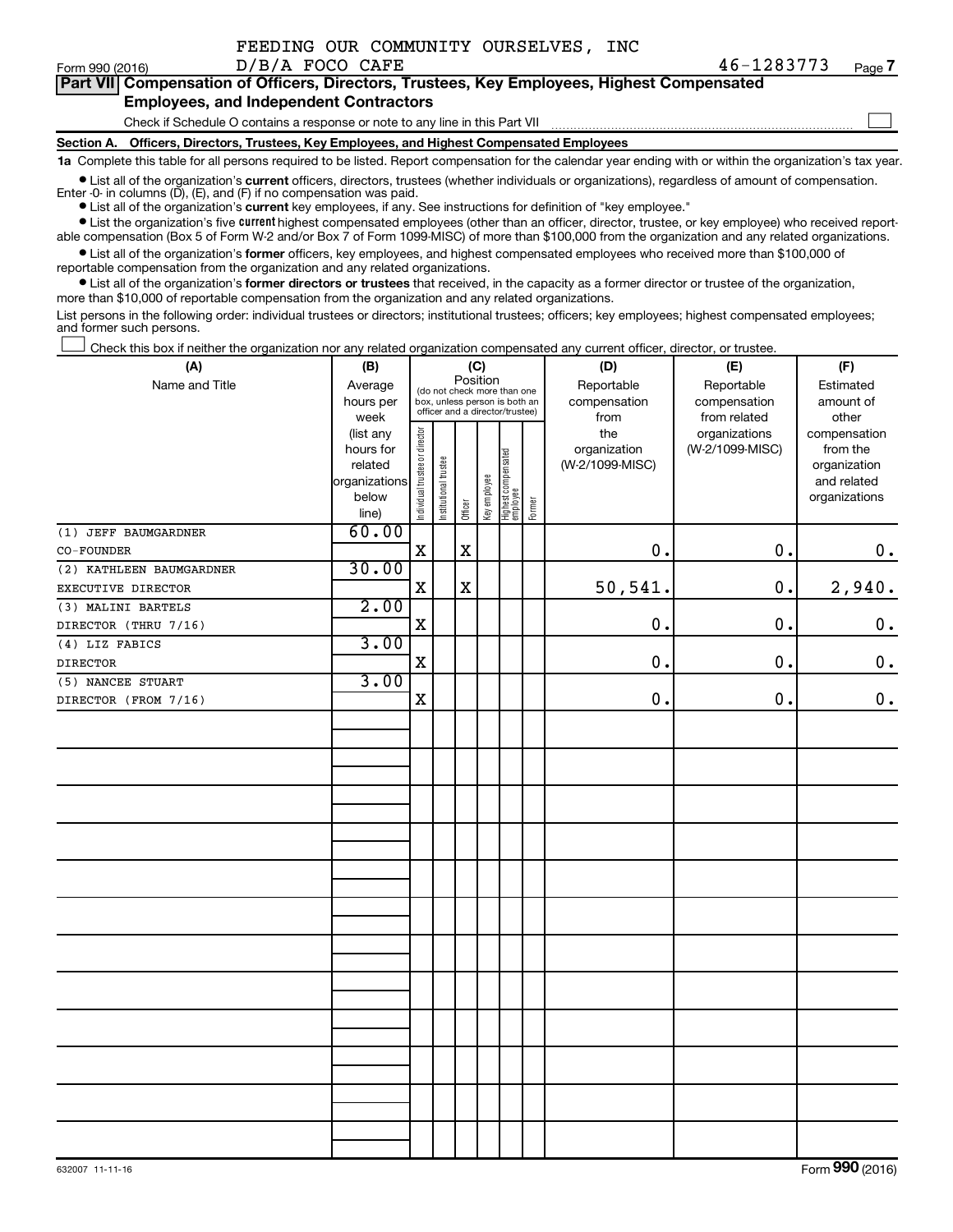FEEDING OUR COMMUNITY OURSELVES, INC

Form 990 (2016) D/B/A FOCO CAFE 46-1283773 Page 7

**Part VII Compensation of Officers, Directors, Trustees, Key Employees, Highest Compensated Employees, and Independent Contractors**

Check if Schedule O contains a response or note to any line in this Part VII ☐

**Section A. Officers, Directors, Trustees, Key Employees, and Highest Compensated Employees**

**1a** Complete this table for all persons required to be listed. Report compensation for the calendar year ending with or within the organization's tax year.

- List all of the organization's **current** officers, directors, trustees (whether individuals or organizations), regardless of amount of compensation. Enter -0- in columns (D), (E), and (F) if no compensation was paid.
- List all of the organization's **current** key employees, if any. See instructions for definition of "key employee."
- List the organization's five **current** highest compensated employees (other than an officer, director, trustee, or key employee) who received reportable compensation (Box 5 of Form W-2 and/or Box 7 of Form 1099-MISC) of more than $100,000 from the organization and any related organizations.
- List all of the organization's **former** officers, key employees, and highest compensated employees who received more than $100,000 of reportable compensation from the organization and any related organizations.
- List all of the organization's **former directors or trustees** that received, in the capacity as a former director or trustee of the organization, more than $10,000 of reportable compensation from the organization and any related organizations.

List persons in the following order: individual trustees or directors; institutional trustees; officers; key employees; highest compensated employees; and former such persons.

☐ Check this box if neither the organization nor any related organization compensated any current officer, director, or trustee.

| (A) Name and Title | (B) Average hours per week (list any hours for related organizations below line) | (C) Position: Individual trustee or director | Institutional trustee | Officer | Key employee | Highest compensated employee | Former | (D) Reportable compensation from the organization (W-2/1099-MISC) | (E) Reportable compensation from related organizations (W-2/1099-MISC) | (F) Estimated amount of other compensation from the organization and related organizations |
|---|---|---|---|---|---|---|---|---|---|---|
| (1) JEFF BAUMGARDNER<br>CO-FOUNDER | 60.00 | X | | X | | | | 0. | 0. | 0. |
| (2) KATHLEEN BAUMGARDNER<br>EXECUTIVE DIRECTOR | 30.00 | X | | X | | | | 50,541. | 0. | 2,940. |
| (3) MALINI BARTELS<br>DIRECTOR (THRU 7/16) | 2.00 | X | | | | | | 0. | 0. | 0. |
| (4) LIZ FABICS<br>DIRECTOR | 3.00 | X | | | | | | 0. | 0. | 0. |
| (5) NANCEE STUART<br>DIRECTOR (FROM 7/16) | 3.00 | X | | | | | | 0. | 0. | 0. |

632007 11-11-16 Form **990** (2016)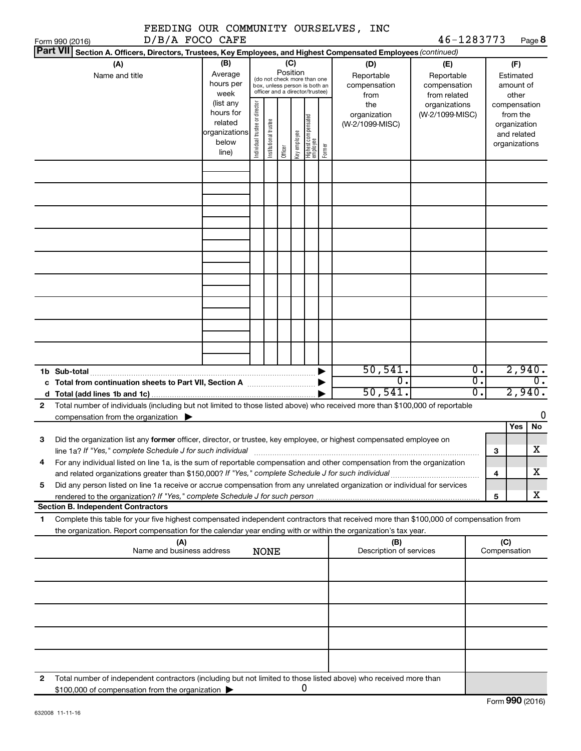FEEDING OUR COMMUNITY OURSELVES, INC
D/B/A FOCO CAFE

Form 990 (2016) 46-1283773 Page **8**

**Part VII** **Section A. Officers, Directors, Trustees, Key Employees, and Highest Compensated Employees** *(continued)*

| (A) Name and title | (B) Average hours per week (list any hours for related organizations below line) | (C) Position (do not check more than one box, unless person is both an officer and a director/trustee): Individual trustee or director | Institutional trustee | Officer | Key employee | Highest compensated employee | Former | (D) Reportable compensation from the organization (W-2/1099-MISC) | (E) Reportable compensation from related organizations (W-2/1099-MISC) | (F) Estimated amount of other compensation from the organization and related organizations |
|---|---|---|---|---|---|---|---|---|---|---|
| | | | | | | | | | | |
| | | | | | | | | | | |
| | | | | | | | | | | |
| | | | | | | | | | | |
| | | | | | | | | | | |
| | | | | | | | | | | |
| | | | | | | | | | | |
| | | | | | | | | | | |
| | | | | | | | | | | |

| | | (D) | (E) | (F) |
|---|---|---|---|---|
| **1b** | **Sub-total** | 50,541. | 0. | 2,940. |
| **c** | **Total from continuation sheets to Part VII, Section A** | 0. | 0. | 0. |
| **d** | **Total (add lines 1b and 1c)** | 50,541. | 0. | 2,940. |

**2** Total number of individuals (including but not limited to those listed above) who received more than $100,000 of reportable compensation from the organization ▶ 0

| | | | Yes | No |
|---|---|---|---|---|
| **3** | Did the organization list any **former** officer, director, or trustee, key employee, or highest compensated employee on line 1a? *If "Yes," complete Schedule J for such individual* | **3** | | X |
| **4** | For any individual listed on line 1a, is the sum of reportable compensation and other compensation from the organization and related organizations greater than $150,000? *If "Yes," complete Schedule J for such individual* | **4** | | X |
| **5** | Did any person listed on line 1a receive or accrue compensation from any unrelated organization or individual for services rendered to the organization? *If "Yes," complete Schedule J for such person* | **5** | | X |

**Section B. Independent Contractors**

**1** Complete this table for your five highest compensated independent contractors that received more than $100,000 of compensation from the organization. Report compensation for the calendar year ending with or within the organization's tax year.

| (A) Name and business address | (B) Description of services | (C) Compensation |
|---|---|---|
| NONE | | |
| | | |
| | | |
| | | |
| | | |

**2** Total number of independent contractors (including but not limited to those listed above) who received more than $100,000 of compensation from the organization ▶ 0

Form **990** (2016)

632008 11-11-16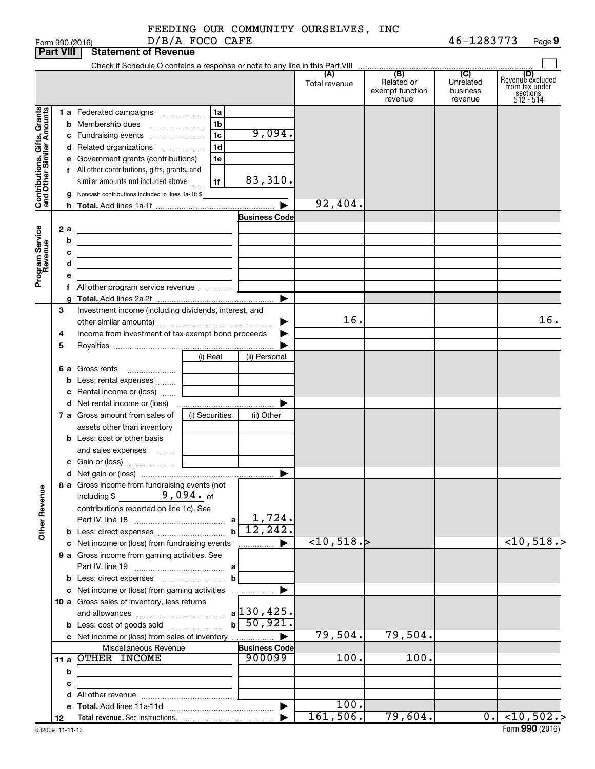FEEDING OUR COMMUNITY OURSELVES, INC
D/B/A FOCO CAFE

Form 990 (2016) | 46-1283773 | Page **9**

## Part VIII Statement of Revenue

Check if Schedule O contains a response or note to any line in this Part VIII ☐

| | | | | (A) Total revenue | (B) Related or exempt function revenue | (C) Unrelated business revenue | (D) Revenue excluded from tax under sections 512 - 514 |
|---|---|---|---|---|---|---|---|
| **Contributions, Gifts, Grants and Other Similar Amounts** | 1 a | Federated campaigns | 1a | | | | |
| | b | Membership dues | 1b | | | | |
| | c | Fundraising events | 1c 9,094. | | | | |
| | d | Related organizations | 1d | | | | |
| | e | Government grants (contributions) | 1e | | | | |
| | f | All other contributions, gifts, grants, and similar amounts not included above | 1f 83,310. | | | | |
| | g | Noncash contributions included in lines 1a-1f: $ | | | | | |
| | h | **Total.** Add lines 1a-1f | ▶ | 92,404. | | | |
| **Program Service Revenue** | | | Business Code | | | | |
| | 2 a | | | | | | |
| | b | | | | | | |
| | c | | | | | | |
| | d | | | | | | |
| | e | | | | | | |
| | f | All other program service revenue | | | | | |
| | g | **Total.** Add lines 2a-2f | ▶ | | | | |
| **Other Revenue** | 3 | Investment income (including dividends, interest, and other similar amounts) | ▶ | 16. | | | 16. |
| | 4 | Income from investment of tax-exempt bond proceeds | ▶ | | | | |
| | 5 | Royalties | ▶ | | | | |
| | | | (i) Real / (ii) Personal | | | | |
| | 6 a | Gross rents | | | | | |
| | b | Less: rental expenses | | | | | |
| | c | Rental income or (loss) | | | | | |
| | d | Net rental income or (loss) | ▶ | | | | |
| | | | (i) Securities / (ii) Other | | | | |
| | 7 a | Gross amount from sales of assets other than inventory | | | | | |
| | b | Less: cost or other basis and sales expenses | | | | | |
| | c | Gain or (loss) | | | | | |
| | d | Net gain or (loss) | ▶ | | | | |
| | 8 a | Gross income from fundraising events (not including $ 9,094. of contributions reported on line 1c). See Part IV, line 18 | a 1,724. | | | | |
| | b | Less: direct expenses | b 12,242. | | | | |
| | c | Net income or (loss) from fundraising events | ▶ | <10,518.> | | | <10,518.> |
| | 9 a | Gross income from gaming activities. See Part IV, line 19 | a | | | | |
| | b | Less: direct expenses | b | | | | |
| | c | Net income or (loss) from gaming activities | ▶ | | | | |
| | 10 a | Gross sales of inventory, less returns and allowances | a 130,425. | | | | |
| | b | Less: cost of goods sold | b 50,921. | | | | |
| | c | Net income or (loss) from sales of inventory | ▶ | 79,504. | 79,504. | | |
| | | Miscellaneous Revenue | Business Code | | | | |
| | 11 a | OTHER INCOME | 900099 | 100. | 100. | | |
| | b | | | | | | |
| | c | | | | | | |
| | d | All other revenue | | | | | |
| | e | **Total.** Add lines 11a-11d | ▶ | 100. | | | |
| | 12 | **Total revenue.** See instructions. | ▶ | 161,506. | 79,604. | 0. | <10,502.> |

632009 11-11-16 | Form **990** (2016)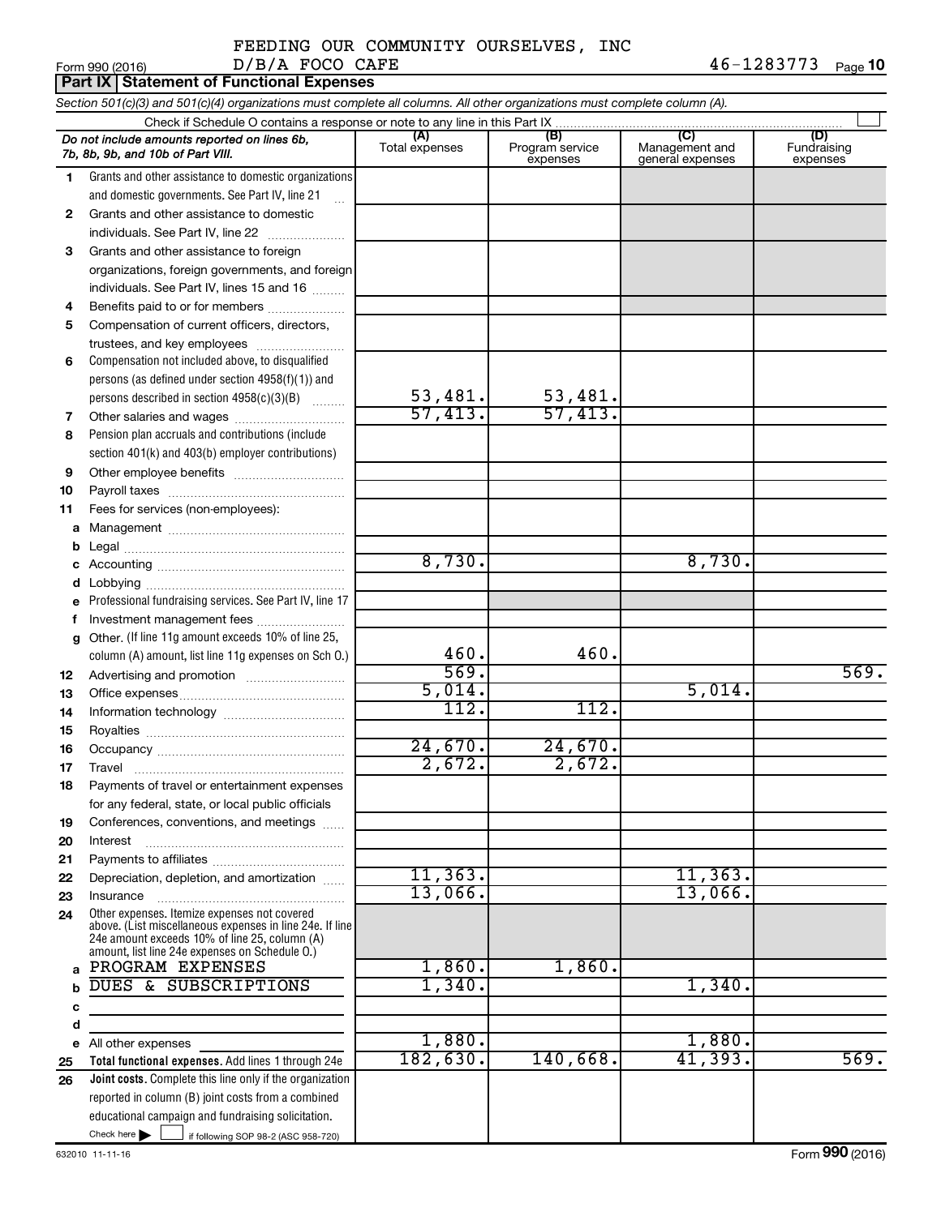FEEDING OUR COMMUNITY OURSELVES, INC
D/B/A FOCO CAFE

Form 990 (2016) 46-1283773 Page 10

**Part IX Statement of Functional Expenses**

*Section 501(c)(3) and 501(c)(4) organizations must complete all columns. All other organizations must complete column (A).*

Check if Schedule O contains a response or note to any line in this Part IX

| | *Do not include amounts reported on lines 6b, 7b, 8b, 9b, and 10b of Part VIII.* | (A) Total expenses | (B) Program service expenses | (C) Management and general expenses | (D) Fundraising expenses |
|---|---|---|---|---|---|
| 1 | Grants and other assistance to domestic organizations and domestic governments. See Part IV, line 21 | | | | |
| 2 | Grants and other assistance to domestic individuals. See Part IV, line 22 | | | | |
| 3 | Grants and other assistance to foreign organizations, foreign governments, and foreign individuals. See Part IV, lines 15 and 16 | | | | |
| 4 | Benefits paid to or for members | | | | |
| 5 | Compensation of current officers, directors, trustees, and key employees | | | | |
| 6 | Compensation not included above, to disqualified persons (as defined under section 4958(f)(1)) and persons described in section 4958(c)(3)(B) | 53,481. | 53,481. | | |
| 7 | Other salaries and wages | 57,413. | 57,413. | | |
| 8 | Pension plan accruals and contributions (include section 401(k) and 403(b) employer contributions) | | | | |
| 9 | Other employee benefits | | | | |
| 10 | Payroll taxes | | | | |
| 11 | Fees for services (non-employees): | | | | |
| a | Management | | | | |
| b | Legal | | | | |
| c | Accounting | 8,730. | | 8,730. | |
| d | Lobbying | | | | |
| e | Professional fundraising services. See Part IV, line 17 | | | | |
| f | Investment management fees | | | | |
| g | Other. (If line 11g amount exceeds 10% of line 25, column (A) amount, list line 11g expenses on Sch O.) | 460. | 460. | | |
| 12 | Advertising and promotion | 569. | | | 569. |
| 13 | Office expenses | 5,014. | | 5,014. | |
| 14 | Information technology | 112. | 112. | | |
| 15 | Royalties | | | | |
| 16 | Occupancy | 24,670. | 24,670. | | |
| 17 | Travel | 2,672. | 2,672. | | |
| 18 | Payments of travel or entertainment expenses for any federal, state, or local public officials | | | | |
| 19 | Conferences, conventions, and meetings | | | | |
| 20 | Interest | | | | |
| 21 | Payments to affiliates | | | | |
| 22 | Depreciation, depletion, and amortization | 11,363. | | 11,363. | |
| 23 | Insurance | 13,066. | | 13,066. | |
| 24 | Other expenses. Itemize expenses not covered above. (List miscellaneous expenses in line 24e. If line 24e amount exceeds 10% of line 25, column (A) amount, list line 24e expenses on Schedule O.) | | | | |
| a | PROGRAM EXPENSES | 1,860. | 1,860. | | |
| b | DUES & SUBSCRIPTIONS | 1,340. | | 1,340. | |
| c | | | | | |
| d | | | | | |
| e | All other expenses | 1,880. | | 1,880. | |
| 25 | **Total functional expenses.** Add lines 1 through 24e | 182,630. | 140,668. | 41,393. | 569. |
| 26 | **Joint costs.** Complete this line only if the organization reported in column (B) joint costs from a combined educational campaign and fundraising solicitation. Check here ☐ if following SOP 98-2 (ASC 958-720) | | | | |

632010 11-11-16 Form **990** (2016)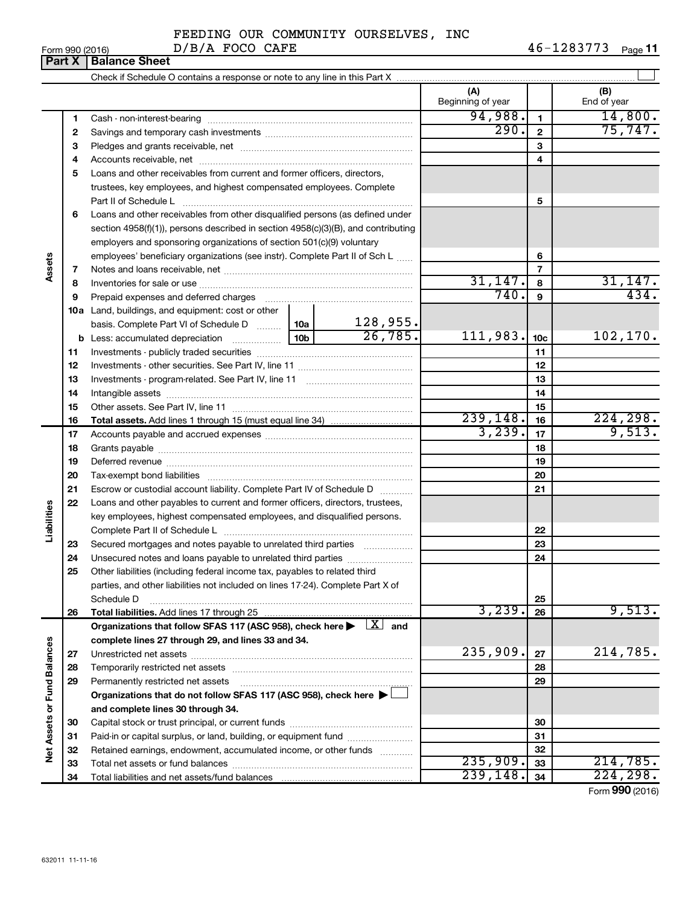FEEDING OUR COMMUNITY OURSELVES, INC
D/B/A FOCO CAFE

Form 990 (2016) 46-1283773 Page 11

## Part X Balance Sheet

Check if Schedule O contains a response or note to any line in this Part X

| | | | | (A) Beginning of year | | (B) End of year |
|---|---|---|---|---|---|---|
| **Assets** | 1 | Cash - non-interest-bearing | | 94,988. | 1 | 14,800. |
| | 2 | Savings and temporary cash investments | | 290. | 2 | 75,747. |
| | 3 | Pledges and grants receivable, net | | | 3 | |
| | 4 | Accounts receivable, net | | | 4 | |
| | 5 | Loans and other receivables from current and former officers, directors, trustees, key employees, and highest compensated employees. Complete Part II of Schedule L | | | 5 | |
| | 6 | Loans and other receivables from other disqualified persons (as defined under section 4958(f)(1)), persons described in section 4958(c)(3)(B), and contributing employers and sponsoring organizations of section 501(c)(9) voluntary employees' beneficiary organizations (see instr). Complete Part II of Sch L | | | 6 | |
| | 7 | Notes and loans receivable, net | | | 7 | |
| | 8 | Inventories for sale or use | | 31,147. | 8 | 31,147. |
| | 9 | Prepaid expenses and deferred charges | | 740. | 9 | 434. |
| | 10a | Land, buildings, and equipment: cost or other basis. Complete Part VI of Schedule D | 10a 128,955. | | | |
| | b | Less: accumulated depreciation | 10b 26,785. | 111,983. | 10c | 102,170. |
| | 11 | Investments - publicly traded securities | | | 11 | |
| | 12 | Investments - other securities. See Part IV, line 11 | | | 12 | |
| | 13 | Investments - program-related. See Part IV, line 11 | | | 13 | |
| | 14 | Intangible assets | | | 14 | |
| | 15 | Other assets. See Part IV, line 11 | | | 15 | |
| | 16 | **Total assets.** Add lines 1 through 15 (must equal line 34) | | 239,148. | 16 | 224,298. |
| **Liabilities** | 17 | Accounts payable and accrued expenses | | 3,239. | 17 | 9,513. |
| | 18 | Grants payable | | | 18 | |
| | 19 | Deferred revenue | | | 19 | |
| | 20 | Tax-exempt bond liabilities | | | 20 | |
| | 21 | Escrow or custodial account liability. Complete Part IV of Schedule D | | | 21 | |
| | 22 | Loans and other payables to current and former officers, directors, trustees, key employees, highest compensated employees, and disqualified persons. Complete Part II of Schedule L | | | 22 | |
| | 23 | Secured mortgages and notes payable to unrelated third parties | | | 23 | |
| | 24 | Unsecured notes and loans payable to unrelated third parties | | | 24 | |
| | 25 | Other liabilities (including federal income tax, payables to related third parties, and other liabilities not included on lines 17-24). Complete Part X of Schedule D | | | 25 | |
| | 26 | **Total liabilities.** Add lines 17 through 25 | | 3,239. | 26 | 9,513. |
| **Net Assets or Fund Balances** | | **Organizations that follow SFAS 117 (ASC 958), check here ▶ [X] and complete lines 27 through 29, and lines 33 and 34.** | | | | |
| | 27 | Unrestricted net assets | | 235,909. | 27 | 214,785. |
| | 28 | Temporarily restricted net assets | | | 28 | |
| | 29 | Permanently restricted net assets | | | 29 | |
| | | **Organizations that do not follow SFAS 117 (ASC 958), check here ▶ [ ] and complete lines 30 through 34.** | | | | |
| | 30 | Capital stock or trust principal, or current funds | | | 30 | |
| | 31 | Paid-in or capital surplus, or land, building, or equipment fund | | | 31 | |
| | 32 | Retained earnings, endowment, accumulated income, or other funds | | | 32 | |
| | 33 | Total net assets or fund balances | | 235,909. | 33 | 214,785. |
| | 34 | Total liabilities and net assets/fund balances | | 239,148. | 34 | 224,298. |

Form **990** (2016)

632011 11-11-16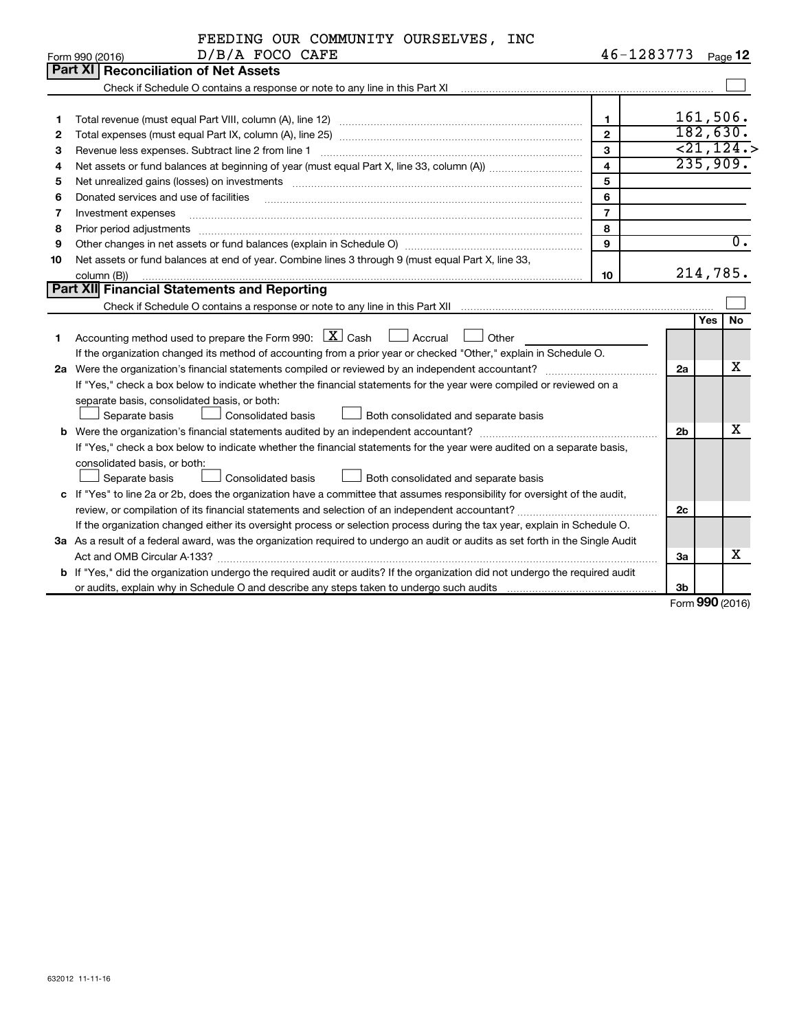FEEDING OUR COMMUNITY OURSELVES, INC
D/B/A FOCO CAFE

Form 990 (2016) 46-1283773 Page **12**

## Part XI Reconciliation of Net Assets

Check if Schedule O contains a response or note to any line in this Part XI ☐

| | | | |
|---|---|---|---|
| 1 | Total revenue (must equal Part VIII, column (A), line 12) | 1 | 161,506. |
| 2 | Total expenses (must equal Part IX, column (A), line 25) | 2 | 182,630. |
| 3 | Revenue less expenses. Subtract line 2 from line 1 | 3 | <21,124.> |
| 4 | Net assets or fund balances at beginning of year (must equal Part X, line 33, column (A)) | 4 | 235,909. |
| 5 | Net unrealized gains (losses) on investments | 5 | |
| 6 | Donated services and use of facilities | 6 | |
| 7 | Investment expenses | 7 | |
| 8 | Prior period adjustments | 8 | |
| 9 | Other changes in net assets or fund balances (explain in Schedule O) | 9 | 0. |
| 10 | Net assets or fund balances at end of year. Combine lines 3 through 9 (must equal Part X, line 33, column (B)) | 10 | 214,785. |

## Part XII Financial Statements and Reporting

Check if Schedule O contains a response or note to any line in this Part XII ☐

| | | | Yes | No |
|---|---|---|---|---|
| 1 | Accounting method used to prepare the Form 990: ☒ Cash ☐ Accrual ☐ Other<br>If the organization changed its method of accounting from a prior year or checked "Other," explain in Schedule O. | | | |
| 2a | Were the organization's financial statements compiled or reviewed by an independent accountant?<br>If "Yes," check a box below to indicate whether the financial statements for the year were compiled or reviewed on a separate basis, consolidated basis, or both:<br>☐ Separate basis ☐ Consolidated basis ☐ Both consolidated and separate basis | 2a | | X |
| b | Were the organization's financial statements audited by an independent accountant?<br>If "Yes," check a box below to indicate whether the financial statements for the year were audited on a separate basis, consolidated basis, or both:<br>☐ Separate basis ☐ Consolidated basis ☐ Both consolidated and separate basis | 2b | | X |
| c | If "Yes" to line 2a or 2b, does the organization have a committee that assumes responsibility for oversight of the audit, review, or compilation of its financial statements and selection of an independent accountant?<br>If the organization changed either its oversight process or selection process during the tax year, explain in Schedule O. | 2c | | |
| 3a | As a result of a federal award, was the organization required to undergo an audit or audits as set forth in the Single Audit Act and OMB Circular A-133? | 3a | | X |
| b | If "Yes," did the organization undergo the required audit or audits? If the organization did not undergo the required audit or audits, explain why in Schedule O and describe any steps taken to undergo such audits | 3b | | |

Form **990** (2016)

632012 11-11-16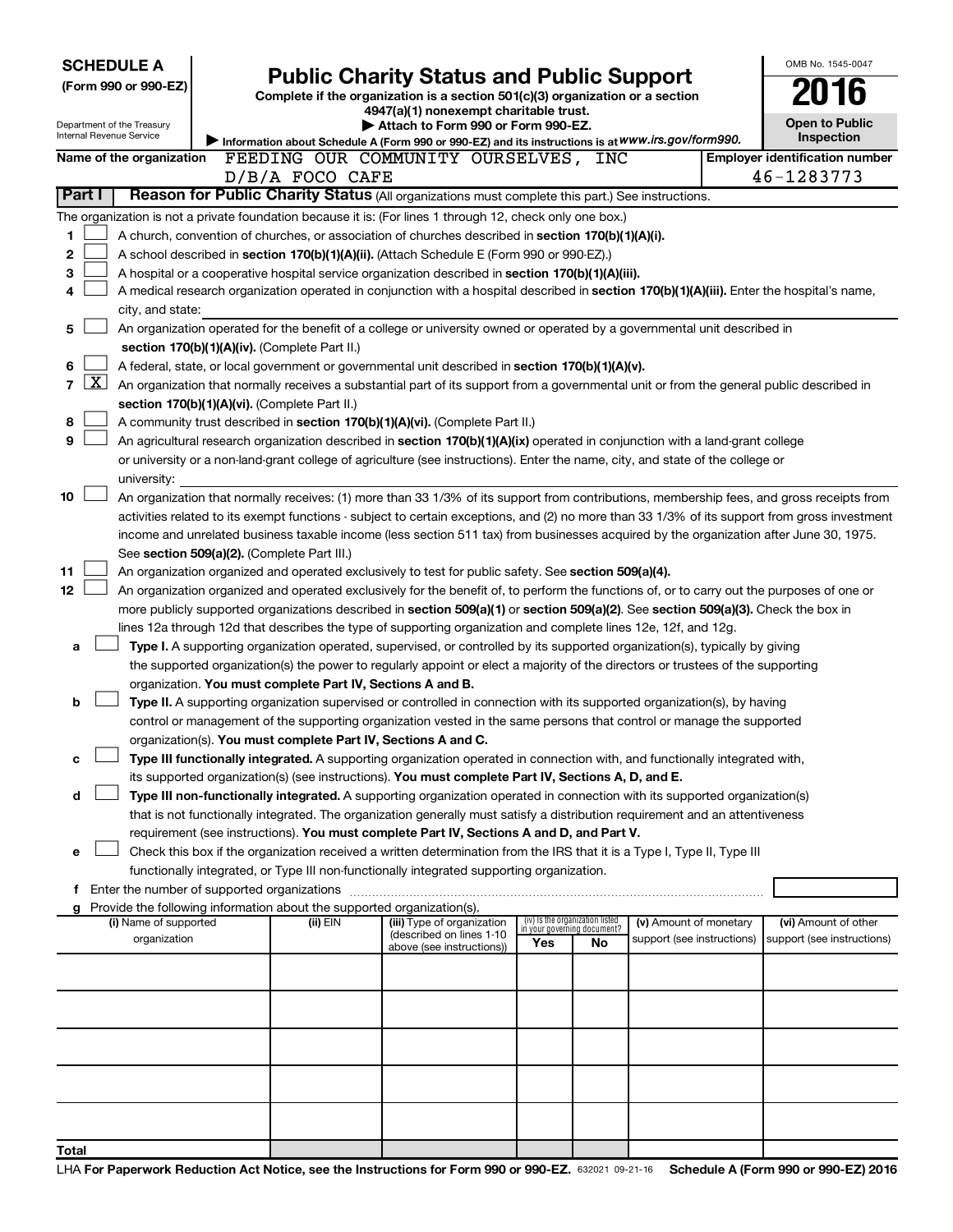**SCHEDULE A**
**(Form 990 or 990-EZ)**

Department of the Treasury
Internal Revenue Service

# Public Charity Status and Public Support

**Complete if the organization is a section 501(c)(3) organization or a section 4947(a)(1) nonexempt charitable trust.**
**▶ Attach to Form 990 or Form 990-EZ.**
▶ Information about Schedule A (Form 990 or 990-EZ) and its instructions is at *www.irs.gov/form990.*

OMB No. 1545-0047
**2016**
**Open to Public Inspection**

**Name of the organization** FEEDING OUR COMMUNITY OURSELVES, INC D/B/A FOCO CAFE

**Employer identification number** 46-1283773

**Part I** **Reason for Public Charity Status** (All organizations must complete this part.) See instructions.

The organization is not a private foundation because it is: (For lines 1 through 12, check only one box.)

1 ☐ A church, convention of churches, or association of churches described in **section 170(b)(1)(A)(i).**

2 ☐ A school described in **section 170(b)(1)(A)(ii).** (Attach Schedule E (Form 990 or 990-EZ).)

3 ☐ A hospital or a cooperative hospital service organization described in **section 170(b)(1)(A)(iii).**

4 ☐ A medical research organization operated in conjunction with a hospital described in **section 170(b)(1)(A)(iii).** Enter the hospital's name, city, and state:

5 ☐ An organization operated for the benefit of a college or university owned or operated by a governmental unit described in **section 170(b)(1)(A)(iv).** (Complete Part II.)

6 ☐ A federal, state, or local government or governmental unit described in **section 170(b)(1)(A)(v).**

7 ☒ An organization that normally receives a substantial part of its support from a governmental unit or from the general public described in **section 170(b)(1)(A)(vi).** (Complete Part II.)

8 ☐ A community trust described in **section 170(b)(1)(A)(vi).** (Complete Part II.)

9 ☐ An agricultural research organization described in **section 170(b)(1)(A)(ix)** operated in conjunction with a land-grant college or university or a non-land-grant college of agriculture (see instructions). Enter the name, city, and state of the college or university:

10 ☐ An organization that normally receives: (1) more than 33 1/3% of its support from contributions, membership fees, and gross receipts from activities related to its exempt functions - subject to certain exceptions, and (2) no more than 33 1/3% of its support from gross investment income and unrelated business taxable income (less section 511 tax) from businesses acquired by the organization after June 30, 1975. See **section 509(a)(2).** (Complete Part III.)

11 ☐ An organization organized and operated exclusively to test for public safety. See **section 509(a)(4).**

12 ☐ An organization organized and operated exclusively for the benefit of, to perform the functions of, or to carry out the purposes of one or more publicly supported organizations described in **section 509(a)(1)** or **section 509(a)(2)**. See **section 509(a)(3).** Check the box in lines 12a through 12d that describes the type of supporting organization and complete lines 12e, 12f, and 12g.

a ☐ **Type I.** A supporting organization operated, supervised, or controlled by its supported organization(s), typically by giving the supported organization(s) the power to regularly appoint or elect a majority of the directors or trustees of the supporting organization. **You must complete Part IV, Sections A and B.**

b ☐ **Type II.** A supporting organization supervised or controlled in connection with its supported organization(s), by having control or management of the supporting organization vested in the same persons that control or manage the supported organization(s). **You must complete Part IV, Sections A and C.**

c ☐ **Type III functionally integrated.** A supporting organization operated in connection with, and functionally integrated with, its supported organization(s) (see instructions). **You must complete Part IV, Sections A, D, and E.**

d ☐ **Type III non-functionally integrated.** A supporting organization operated in connection with its supported organization(s) that is not functionally integrated. The organization generally must satisfy a distribution requirement and an attentiveness requirement (see instructions). **You must complete Part IV, Sections A and D, and Part V.**

e ☐ Check this box if the organization received a written determination from the IRS that it is a Type I, Type II, Type III functionally integrated, or Type III non-functionally integrated supporting organization.

f Enter the number of supported organizations

g Provide the following information about the supported organization(s).

| (i) Name of supported organization | (ii) EIN | (iii) Type of organization (described on lines 1-10 above (see instructions)) | (iv) Is the organization listed in your governing document? Yes | No | (v) Amount of monetary support (see instructions) | (vi) Amount of other support (see instructions) |
|---|---|---|---|---|---|---|
| | | | | | | |
| | | | | | | |
| | | | | | | |
| | | | | | | |
| | | | | | | |
| **Total** | | | | | | |

LHA **For Paperwork Reduction Act Notice, see the Instructions for Form 990 or 990-EZ.** 632021 09-21-16 **Schedule A (Form 990 or 990-EZ) 2016**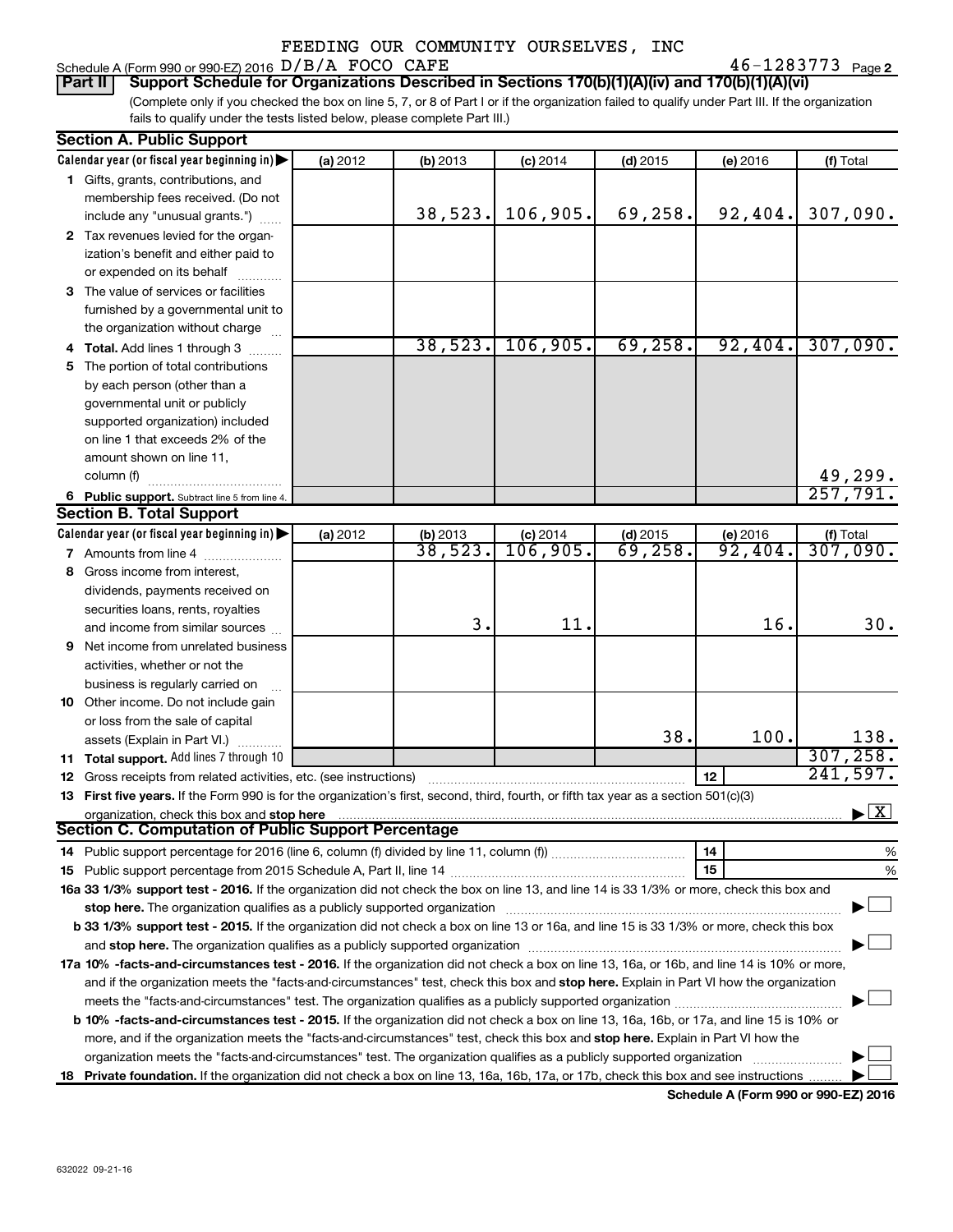FEEDING OUR COMMUNITY OURSELVES, INC

Schedule A (Form 990 or 990-EZ) 2016 D/B/A FOCO CAFE 46-1283773 Page 2

**Part II** **Support Schedule for Organizations Described in Sections 170(b)(1)(A)(iv) and 170(b)(1)(A)(vi)**

(Complete only if you checked the box on line 5, 7, or 8 of Part I or if the organization failed to qualify under Part III. If the organization fails to qualify under the tests listed below, please complete Part III.)

**Section A. Public Support**

| Calendar year (or fiscal year beginning in) | (a) 2012 | (b) 2013 | (c) 2014 | (d) 2015 | (e) 2016 | (f) Total |
|---|---|---|---|---|---|---|
| **1** Gifts, grants, contributions, and membership fees received. (Do not include any "unusual grants.") | | 38,523. | 106,905. | 69,258. | 92,404. | 307,090. |
| **2** Tax revenues levied for the organization's benefit and either paid to or expended on its behalf | | | | | | |
| **3** The value of services or facilities furnished by a governmental unit to the organization without charge | | | | | | |
| **4 Total.** Add lines 1 through 3 | | 38,523. | 106,905. | 69,258. | 92,404. | 307,090. |
| **5** The portion of total contributions by each person (other than a governmental unit or publicly supported organization) included on line 1 that exceeds 2% of the amount shown on line 11, column (f) | | | | | | 49,299. |
| **6 Public support.** Subtract line 5 from line 4. | | | | | | 257,791. |

**Section B. Total Support**

| Calendar year (or fiscal year beginning in) | (a) 2012 | (b) 2013 | (c) 2014 | (d) 2015 | (e) 2016 | (f) Total |
|---|---|---|---|---|---|---|
| **7** Amounts from line 4 | | 38,523. | 106,905. | 69,258. | 92,404. | 307,090. |
| **8** Gross income from interest, dividends, payments received on securities loans, rents, royalties and income from similar sources | | 3. | 11. | | 16. | 30. |
| **9** Net income from unrelated business activities, whether or not the business is regularly carried on | | | | | | |
| **10** Other income. Do not include gain or loss from the sale of capital assets (Explain in Part VI.) | | | | 38. | 100. | 138. |
| **11 Total support.** Add lines 7 through 10 | | | | | | 307,258. |
| **12** Gross receipts from related activities, etc. (see instructions) | | | | | **12** | 241,597. |

**13 First five years.** If the Form 990 is for the organization's first, second, third, fourth, or fifth tax year as a section 501(c)(3) organization, check this box and **stop here** ▶ [X]

**Section C. Computation of Public Support Percentage**

**14** Public support percentage for 2016 (line 6, column (f) divided by line 11, column (f)) **14** %

**15** Public support percentage from 2015 Schedule A, Part II, line 14 **15** %

**16a 33 1/3% support test - 2016.** If the organization did not check the box on line 13, and line 14 is 33 1/3% or more, check this box and **stop here.** The organization qualifies as a publicly supported organization ▶ [ ]

**b 33 1/3% support test - 2015.** If the organization did not check a box on line 13 or 16a, and line 15 is 33 1/3% or more, check this box and **stop here.** The organization qualifies as a publicly supported organization ▶ [ ]

**17a 10% -facts-and-circumstances test - 2016.** If the organization did not check a box on line 13, 16a, or 16b, and line 14 is 10% or more, and if the organization meets the "facts-and-circumstances" test, check this box and **stop here.** Explain in Part VI how the organization meets the "facts-and-circumstances" test. The organization qualifies as a publicly supported organization ▶ [ ]

**b 10% -facts-and-circumstances test - 2015.** If the organization did not check a box on line 13, 16a, 16b, or 17a, and line 15 is 10% or more, and if the organization meets the "facts-and-circumstances" test, check this box and **stop here.** Explain in Part VI how the organization meets the "facts-and-circumstances" test. The organization qualifies as a publicly supported organization ▶ [ ]

**18 Private foundation.** If the organization did not check a box on line 13, 16a, 16b, 17a, or 17b, check this box and see instructions ▶ [ ]

**Schedule A (Form 990 or 990-EZ) 2016**

632022 09-21-16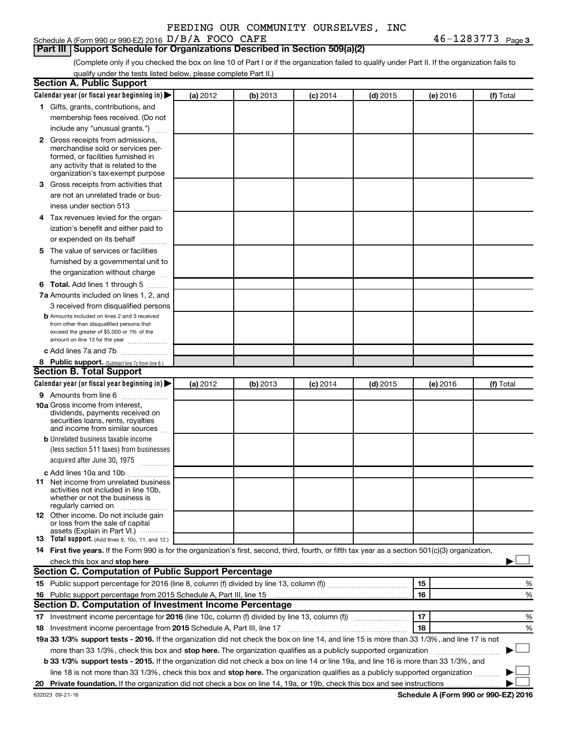FEEDING OUR COMMUNITY OURSELVES, INC

Schedule A (Form 990 or 990-EZ) 2016 D/B/A FOCO CAFE 46-1283773 Page 3

## Part III Support Schedule for Organizations Described in Section 509(a)(2)

(Complete only if you checked the box on line 10 of Part I or if the organization failed to qualify under Part II. If the organization fails to qualify under the tests listed below, please complete Part II.)

### Section A. Public Support

| Calendar year (or fiscal year beginning in) ▶ | (a) 2012 | (b) 2013 | (c) 2014 | (d) 2015 | (e) 2016 | (f) Total |
|---|---|---|---|---|---|---|
| 1 Gifts, grants, contributions, and membership fees received. (Do not include any "unusual grants.") | | | | | | |
| 2 Gross receipts from admissions, merchandise sold or services performed, or facilities furnished in any activity that is related to the organization's tax-exempt purpose | | | | | | |
| 3 Gross receipts from activities that are not an unrelated trade or business under section 513 | | | | | | |
| 4 Tax revenues levied for the organization's benefit and either paid to or expended on its behalf | | | | | | |
| 5 The value of services or facilities furnished by a governmental unit to the organization without charge | | | | | | |
| 6 Total. Add lines 1 through 5 | | | | | | |
| 7a Amounts included on lines 1, 2, and 3 received from disqualified persons | | | | | | |
| b Amounts included on lines 2 and 3 received from other than disqualified persons that exceed the greater of $5,000 or 1% of the amount on line 13 for the year | | | | | | |
| c Add lines 7a and 7b | | | | | | |
| 8 Public support. (Subtract line 7c from line 6.) | | | | | | |

### Section B. Total Support

| Calendar year (or fiscal year beginning in) ▶ | (a) 2012 | (b) 2013 | (c) 2014 | (d) 2015 | (e) 2016 | (f) Total |
|---|---|---|---|---|---|---|
| 9 Amounts from line 6 | | | | | | |
| 10a Gross income from interest, dividends, payments received on securities loans, rents, royalties and income from similar sources | | | | | | |
| b Unrelated business taxable income (less section 511 taxes) from businesses acquired after June 30, 1975 | | | | | | |
| c Add lines 10a and 10b | | | | | | |
| 11 Net income from unrelated business activities not included in line 10b, whether or not the business is regularly carried on | | | | | | |
| 12 Other income. Do not include gain or loss from the sale of capital assets (Explain in Part VI.) | | | | | | |
| 13 Total support. (Add lines 9, 10c, 11, and 12.) | | | | | | |

14 **First five years.** If the Form 990 is for the organization's first, second, third, fourth, or fifth tax year as a section 501(c)(3) organization, check this box and **stop here** ▶ ☐

### Section C. Computation of Public Support Percentage

| | | | |
|---|---|---|---|
| 15 Public support percentage for 2016 (line 8, column (f) divided by line 13, column (f)) | 15 | | % |
| 16 Public support percentage from 2015 Schedule A, Part III, line 15 | 16 | | % |

### Section D. Computation of Investment Income Percentage

| | | | |
|---|---|---|---|
| 17 Investment income percentage for **2016** (line 10c, column (f) divided by line 13, column (f)) | 17 | | % |
| 18 Investment income percentage from **2015** Schedule A, Part III, line 17 | 18 | | % |

**19a 33 1/3% support tests - 2016.** If the organization did not check the box on line 14, and line 15 is more than 33 1/3%, and line 17 is not more than 33 1/3%, check this box and **stop here.** The organization qualifies as a publicly supported organization ▶ ☐

**b 33 1/3% support tests - 2015.** If the organization did not check a box on line 14 or line 19a, and line 16 is more than 33 1/3%, and line 18 is not more than 33 1/3%, check this box and **stop here.** The organization qualifies as a publicly supported organization ▶ ☐

**20 Private foundation.** If the organization did not check a box on line 14, 19a, or 19b, check this box and see instructions ▶ ☐

632023 09-21-16

**Schedule A (Form 990 or 990-EZ) 2016**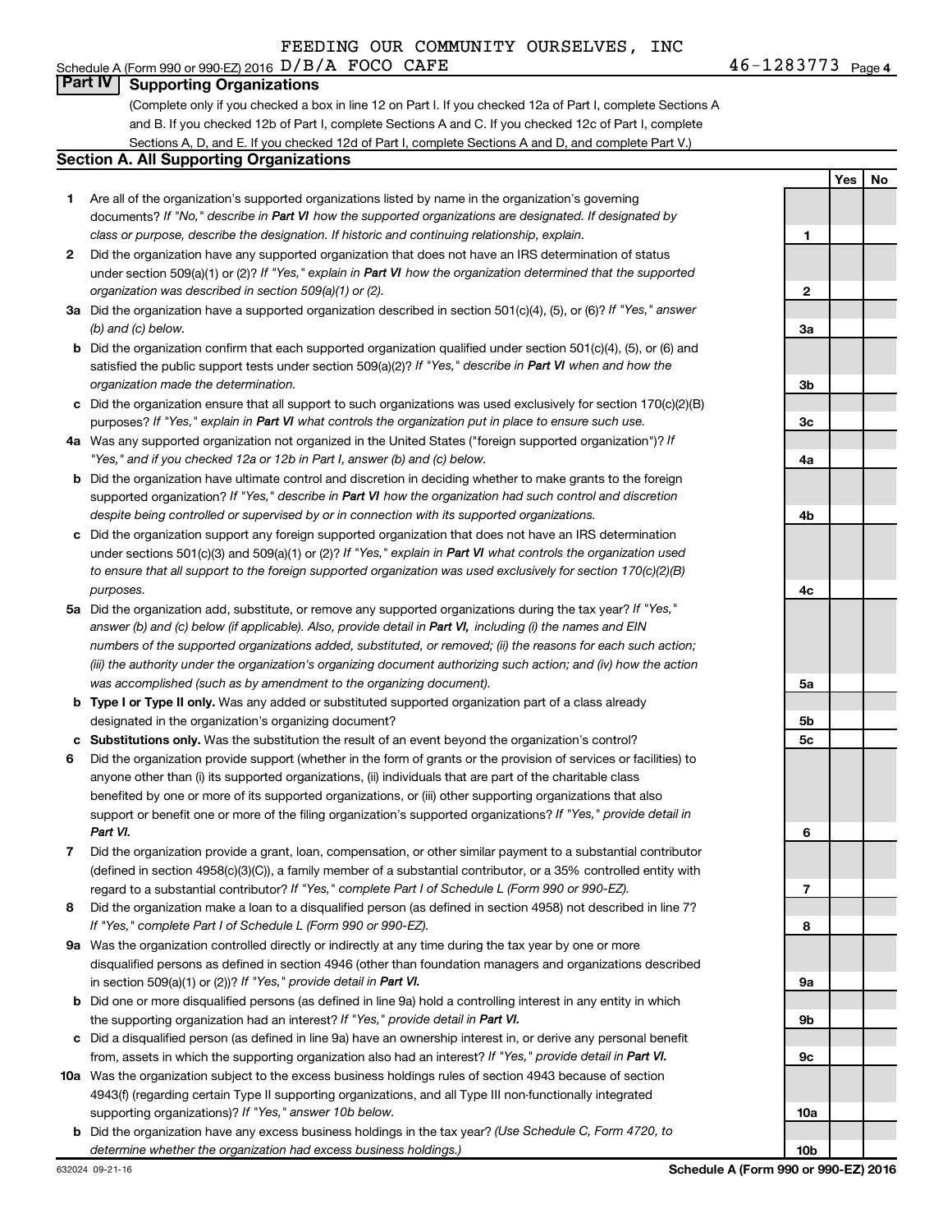FEEDING OUR COMMUNITY OURSELVES, INC

Schedule A (Form 990 or 990-EZ) 2016 D/B/A FOCO CAFE 46-1283773 Page 4

## Part IV Supporting Organizations

(Complete only if you checked a box in line 12 on Part I. If you checked 12a of Part I, complete Sections A and B. If you checked 12b of Part I, complete Sections A and C. If you checked 12c of Part I, complete Sections A, D, and E. If you checked 12d of Part I, complete Sections A and D, and complete Part V.)

### Section A. All Supporting Organizations

| | | | Yes | No |
|---|---|---|---|---|
| 1 | Are all of the organization's supported organizations listed by name in the organization's governing documents? *If "No," describe in **Part VI** how the supported organizations are designated. If designated by class or purpose, describe the designation. If historic and continuing relationship, explain.* | 1 | | |
| 2 | Did the organization have any supported organization that does not have an IRS determination of status under section 509(a)(1) or (2)? *If "Yes," explain in **Part VI** how the organization determined that the supported organization was described in section 509(a)(1) or (2).* | 2 | | |
| 3a | Did the organization have a supported organization described in section 501(c)(4), (5), or (6)? *If "Yes," answer (b) and (c) below.* | 3a | | |
| b | Did the organization confirm that each supported organization qualified under section 501(c)(4), (5), or (6) and satisfied the public support tests under section 509(a)(2)? *If "Yes," describe in **Part VI** when and how the organization made the determination.* | 3b | | |
| c | Did the organization ensure that all support to such organizations was used exclusively for section 170(c)(2)(B) purposes? *If "Yes," explain in **Part VI** what controls the organization put in place to ensure such use.* | 3c | | |
| 4a | Was any supported organization not organized in the United States ("foreign supported organization")? *If "Yes," and if you checked 12a or 12b in Part I, answer (b) and (c) below.* | 4a | | |
| b | Did the organization have ultimate control and discretion in deciding whether to make grants to the foreign supported organization? *If "Yes," describe in **Part VI** how the organization had such control and discretion despite being controlled or supervised by or in connection with its supported organizations.* | 4b | | |
| c | Did the organization support any foreign supported organization that does not have an IRS determination under sections 501(c)(3) and 509(a)(1) or (2)? *If "Yes," explain in **Part VI** what controls the organization used to ensure that all support to the foreign supported organization was used exclusively for section 170(c)(2)(B) purposes.* | 4c | | |
| 5a | Did the organization add, substitute, or remove any supported organizations during the tax year? *If "Yes," answer (b) and (c) below (if applicable). Also, provide detail in **Part VI,** including (i) the names and EIN numbers of the supported organizations added, substituted, or removed; (ii) the reasons for each such action; (iii) the authority under the organization's organizing document authorizing such action; and (iv) how the action was accomplished (such as by amendment to the organizing document).* | 5a | | |
| b | **Type I or Type II only.** Was any added or substituted supported organization part of a class already designated in the organization's organizing document? | 5b | | |
| c | **Substitutions only.** Was the substitution the result of an event beyond the organization's control? | 5c | | |
| 6 | Did the organization provide support (whether in the form of grants or the provision of services or facilities) to anyone other than (i) its supported organizations, (ii) individuals that are part of the charitable class benefited by one or more of its supported organizations, or (iii) other supporting organizations that also support or benefit one or more of the filing organization's supported organizations? *If "Yes," provide detail in **Part VI.*** | 6 | | |
| 7 | Did the organization provide a grant, loan, compensation, or other similar payment to a substantial contributor (defined in section 4958(c)(3)(C)), a family member of a substantial contributor, or a 35% controlled entity with regard to a substantial contributor? *If "Yes," complete Part I of Schedule L (Form 990 or 990-EZ).* | 7 | | |
| 8 | Did the organization make a loan to a disqualified person (as defined in section 4958) not described in line 7? *If "Yes," complete Part I of Schedule L (Form 990 or 990-EZ).* | 8 | | |
| 9a | Was the organization controlled directly or indirectly at any time during the tax year by one or more disqualified persons as defined in section 4946 (other than foundation managers and organizations described in section 509(a)(1) or (2))? *If "Yes," provide detail in **Part VI.*** | 9a | | |
| b | Did one or more disqualified persons (as defined in line 9a) hold a controlling interest in any entity in which the supporting organization had an interest? *If "Yes," provide detail in **Part VI.*** | 9b | | |
| c | Did a disqualified person (as defined in line 9a) have an ownership interest in, or derive any personal benefit from, assets in which the supporting organization also had an interest? *If "Yes," provide detail in **Part VI.*** | 9c | | |
| 10a | Was the organization subject to the excess business holdings rules of section 4943 because of section 4943(f) (regarding certain Type II supporting organizations, and all Type III non-functionally integrated supporting organizations)? *If "Yes," answer 10b below.* | 10a | | |
| b | Did the organization have any excess business holdings in the tax year? *(Use Schedule C, Form 4720, to determine whether the organization had excess business holdings.)* | 10b | | |

632024 09-21-16

**Schedule A (Form 990 or 990-EZ) 2016**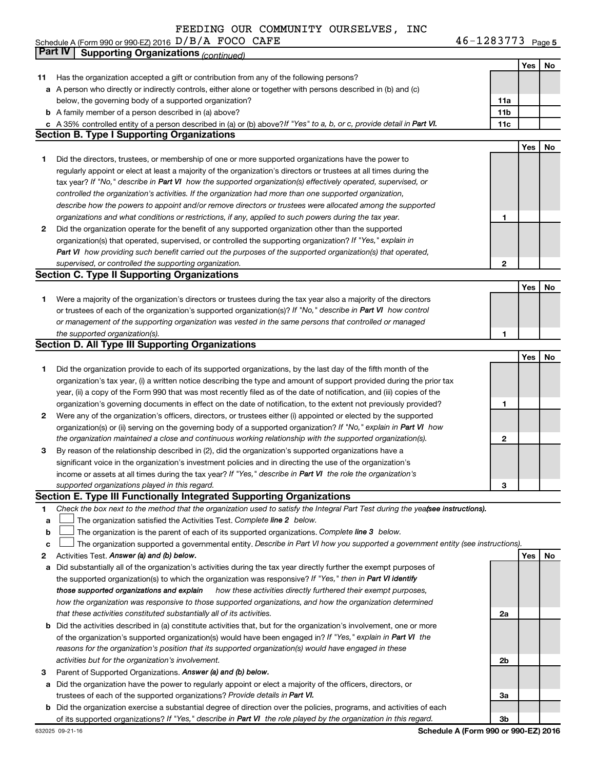FEEDING OUR COMMUNITY OURSELVES, INC

Schedule A (Form 990 or 990-EZ) 2016 D/B/A FOCO CAFE 46-1283773 Page 5

## Part IV Supporting Organizations *(continued)*

| | | | Yes | No |
|---|---|---|---|---|
| **11** | Has the organization accepted a gift or contribution from any of the following persons? | | | |
| **a** | A person who directly or indirectly controls, either alone or together with persons described in (b) and (c) below, the governing body of a supported organization? | **11a** | | |
| **b** | A family member of a person described in (a) above? | **11b** | | |
| **c** | A 35% controlled entity of a person described in (a) or (b) above? *If "Yes" to a, b, or c, provide detail in* ***Part VI.*** | **11c** | | |

### Section B. Type I Supporting Organizations

| | | | Yes | No |
|---|---|---|---|---|
| **1** | Did the directors, trustees, or membership of one or more supported organizations have the power to regularly appoint or elect at least a majority of the organization's directors or trustees at all times during the tax year? *If "No," describe in* ***Part VI*** *how the supported organization(s) effectively operated, supervised, or controlled the organization's activities. If the organization had more than one supported organization, describe how the powers to appoint and/or remove directors or trustees were allocated among the supported organizations and what conditions or restrictions, if any, applied to such powers during the tax year.* | **1** | | |
| **2** | Did the organization operate for the benefit of any supported organization other than the supported organization(s) that operated, supervised, or controlled the supporting organization? *If "Yes," explain in* ***Part VI*** *how providing such benefit carried out the purposes of the supported organization(s) that operated, supervised, or controlled the supporting organization.* | **2** | | |

### Section C. Type II Supporting Organizations

| | | | Yes | No |
|---|---|---|---|---|
| **1** | Were a majority of the organization's directors or trustees during the tax year also a majority of the directors or trustees of each of the organization's supported organization(s)? *If "No," describe in* ***Part VI*** *how control or management of the supporting organization was vested in the same persons that controlled or managed the supported organization(s).* | **1** | | |

### Section D. All Type III Supporting Organizations

| | | | Yes | No |
|---|---|---|---|---|
| **1** | Did the organization provide to each of its supported organizations, by the last day of the fifth month of the organization's tax year, (i) a written notice describing the type and amount of support provided during the prior tax year, (ii) a copy of the Form 990 that was most recently filed as of the date of notification, and (iii) copies of the organization's governing documents in effect on the date of notification, to the extent not previously provided? | **1** | | |
| **2** | Were any of the organization's officers, directors, or trustees either (i) appointed or elected by the supported organization(s) or (ii) serving on the governing body of a supported organization? *If "No," explain in* ***Part VI*** *how the organization maintained a close and continuous working relationship with the supported organization(s).* | **2** | | |
| **3** | By reason of the relationship described in (2), did the organization's supported organizations have a significant voice in the organization's investment policies and in directing the use of the organization's income or assets at all times during the tax year? *If "Yes," describe in* ***Part VI*** *the role the organization's supported organizations played in this regard.* | **3** | | |

### Section E. Type III Functionally Integrated Supporting Organizations

**1** *Check the box next to the method that the organization used to satisfy the Integral Part Test during the year* ***(see instructions).***

- **a** ☐ The organization satisfied the Activities Test. *Complete* ***line 2*** *below.*
- **b** ☐ The organization is the parent of each of its supported organizations. *Complete* ***line 3*** *below.*
- **c** ☐ The organization supported a governmental entity. *Describe in Part VI how you supported a government entity (see instructions).*

| | | | Yes | No |
|---|---|---|---|---|
| **2** | Activities Test. ***Answer (a) and (b) below.*** | | | |
| **a** | Did substantially all of the organization's activities during the tax year directly further the exempt purposes of the supported organization(s) to which the organization was responsive? *If "Yes," then in* ***Part VI identify those supported organizations and explain*** *how these activities directly furthered their exempt purposes, how the organization was responsive to those supported organizations, and how the organization determined that these activities constituted substantially all of its activities.* | **2a** | | |
| **b** | Did the activities described in (a) constitute activities that, but for the organization's involvement, one or more of the organization's supported organization(s) would have been engaged in? *If "Yes," explain in* ***Part VI*** *the reasons for the organization's position that its supported organization(s) would have engaged in these activities but for the organization's involvement.* | **2b** | | |
| **3** | Parent of Supported Organizations. ***Answer (a) and (b) below.*** | | | |
| **a** | Did the organization have the power to regularly appoint or elect a majority of the officers, directors, or trustees of each of the supported organizations? *Provide details in* ***Part VI.*** | **3a** | | |
| **b** | Did the organization exercise a substantial degree of direction over the policies, programs, and activities of each of its supported organizations? *If "Yes," describe in* ***Part VI*** *the role played by the organization in this regard.* | **3b** | | |

632025 09-21-16 **Schedule A (Form 990 or 990-EZ) 2016**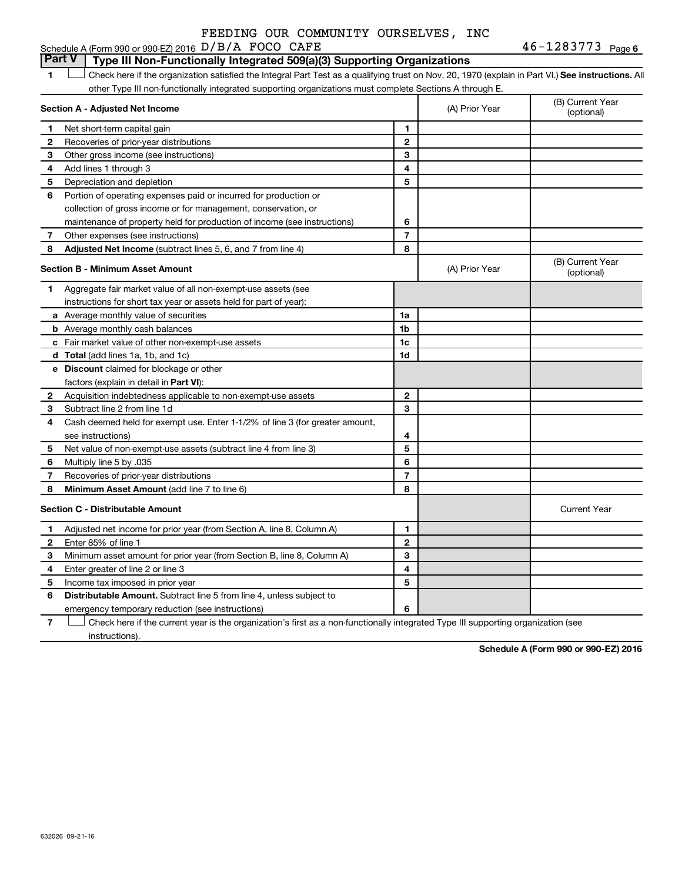FEEDING OUR COMMUNITY OURSELVES, INC

Schedule A (Form 990 or 990-EZ) 2016 D/B/A FOCO CAFE 46-1283773 Page 6

## Part V Type III Non-Functionally Integrated 509(a)(3) Supporting Organizations

1 ☐ Check here if the organization satisfied the Integral Part Test as a qualifying trust on Nov. 20, 1970 (explain in Part VI.) **See instructions.** All other Type III non-functionally integrated supporting organizations must complete Sections A through E.

| **Section A - Adjusted Net Income** | | | (A) Prior Year | (B) Current Year (optional) |
|---|---|---|---|---|
| 1 | Net short-term capital gain | 1 | | |
| 2 | Recoveries of prior-year distributions | 2 | | |
| 3 | Other gross income (see instructions) | 3 | | |
| 4 | Add lines 1 through 3 | 4 | | |
| 5 | Depreciation and depletion | 5 | | |
| 6 | Portion of operating expenses paid or incurred for production or collection of gross income or for management, conservation, or maintenance of property held for production of income (see instructions) | 6 | | |
| 7 | Other expenses (see instructions) | 7 | | |
| 8 | **Adjusted Net Income** (subtract lines 5, 6, and 7 from line 4) | 8 | | |

| **Section B - Minimum Asset Amount** | | | (A) Prior Year | (B) Current Year (optional) |
|---|---|---|---|---|
| 1 | Aggregate fair market value of all non-exempt-use assets (see instructions for short tax year or assets held for part of year): | | | |
| a | Average monthly value of securities | 1a | | |
| b | Average monthly cash balances | 1b | | |
| c | Fair market value of other non-exempt-use assets | 1c | | |
| d | **Total** (add lines 1a, 1b, and 1c) | 1d | | |
| e | **Discount** claimed for blockage or other factors (explain in detail in **Part VI**): | | | |
| 2 | Acquisition indebtedness applicable to non-exempt-use assets | 2 | | |
| 3 | Subtract line 2 from line 1d | 3 | | |
| 4 | Cash deemed held for exempt use. Enter 1-1/2% of line 3 (for greater amount, see instructions) | 4 | | |
| 5 | Net value of non-exempt-use assets (subtract line 4 from line 3) | 5 | | |
| 6 | Multiply line 5 by .035 | 6 | | |
| 7 | Recoveries of prior-year distributions | 7 | | |
| 8 | **Minimum Asset Amount** (add line 7 to line 6) | 8 | | |

| **Section C - Distributable Amount** | | | | Current Year |
|---|---|---|---|---|
| 1 | Adjusted net income for prior year (from Section A, line 8, Column A) | 1 | | |
| 2 | Enter 85% of line 1 | 2 | | |
| 3 | Minimum asset amount for prior year (from Section B, line 8, Column A) | 3 | | |
| 4 | Enter greater of line 2 or line 3 | 4 | | |
| 5 | Income tax imposed in prior year | 5 | | |
| 6 | **Distributable Amount.** Subtract line 5 from line 4, unless subject to emergency temporary reduction (see instructions) | 6 | | |

7 ☐ Check here if the current year is the organization's first as a non-functionally integrated Type III supporting organization (see instructions).

**Schedule A (Form 990 or 990-EZ) 2016**

632026 09-21-16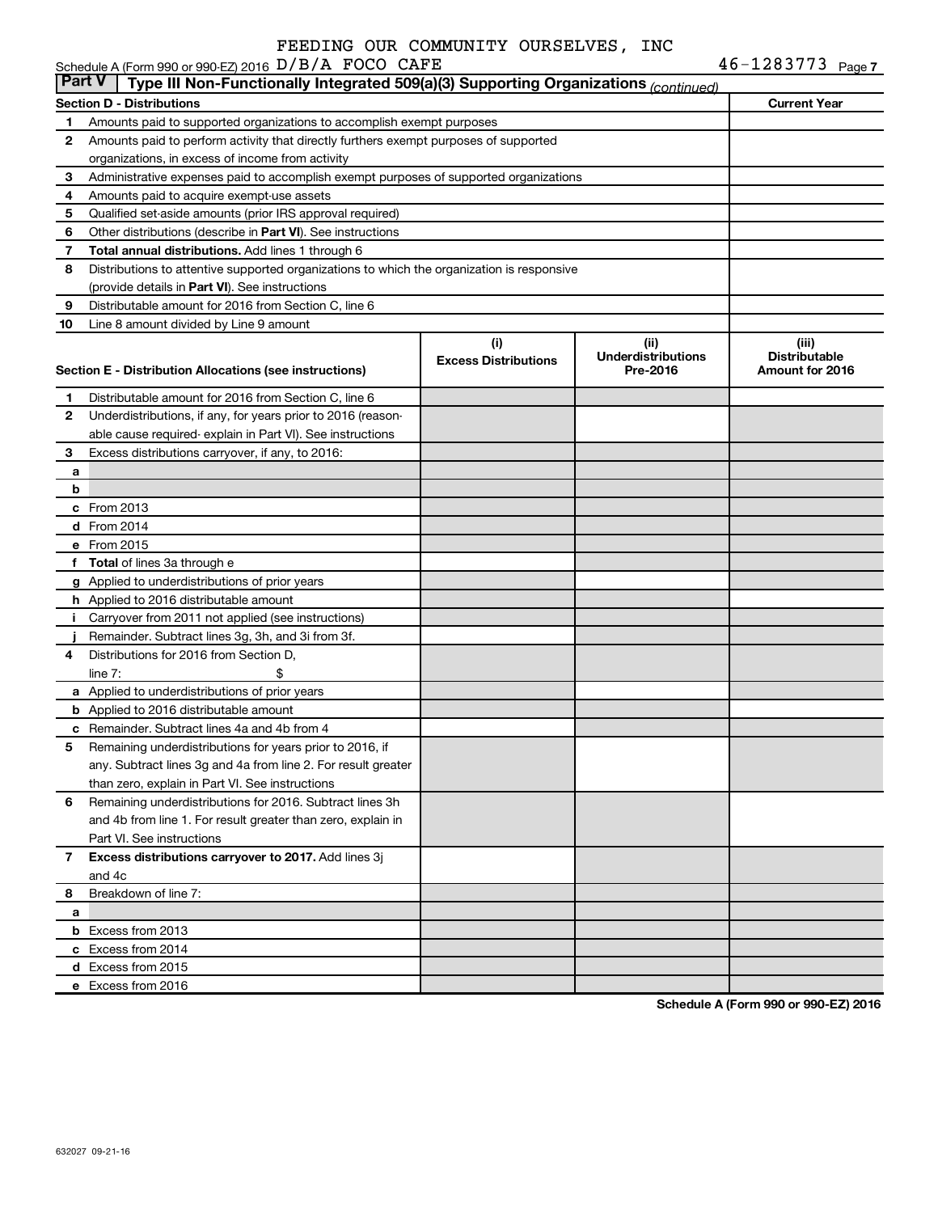FEEDING OUR COMMUNITY OURSELVES, INC

Schedule A (Form 990 or 990-EZ) 2016 D/B/A FOCO CAFE 46-1283773 Page 7

**Part V | Type III Non-Functionally Integrated 509(a)(3) Supporting Organizations** *(continued)*

| Section D - Distributions | | Current Year |
|---|---|---|
| 1 | Amounts paid to supported organizations to accomplish exempt purposes | |
| 2 | Amounts paid to perform activity that directly furthers exempt purposes of supported organizations, in excess of income from activity | |
| 3 | Administrative expenses paid to accomplish exempt purposes of supported organizations | |
| 4 | Amounts paid to acquire exempt-use assets | |
| 5 | Qualified set-aside amounts (prior IRS approval required) | |
| 6 | Other distributions (describe in **Part VI**). See instructions | |
| 7 | **Total annual distributions.** Add lines 1 through 6 | |
| 8 | Distributions to attentive supported organizations to which the organization is responsive (provide details in **Part VI**). See instructions | |
| 9 | Distributable amount for 2016 from Section C, line 6 | |
| 10 | Line 8 amount divided by Line 9 amount | |

| Section E - Distribution Allocations (see instructions) | | (i) Excess Distributions | (ii) Underdistributions Pre-2016 | (iii) Distributable Amount for 2016 |
|---|---|---|---|---|
| 1 | Distributable amount for 2016 from Section C, line 6 | | | |
| 2 | Underdistributions, if any, for years prior to 2016 (reasonable cause required- explain in Part VI). See instructions | | | |
| 3 | Excess distributions carryover, if any, to 2016: | | | |
| a | | | | |
| b | | | | |
| c | From 2013 | | | |
| d | From 2014 | | | |
| e | From 2015 | | | |
| f | **Total** of lines 3a through e | | | |
| g | Applied to underdistributions of prior years | | | |
| h | Applied to 2016 distributable amount | | | |
| i | Carryover from 2011 not applied (see instructions) | | | |
| j | Remainder. Subtract lines 3g, 3h, and 3i from 3f. | | | |
| 4 | Distributions for 2016 from Section D, line 7: $ | | | |
| a | Applied to underdistributions of prior years | | | |
| b | Applied to 2016 distributable amount | | | |
| c | Remainder. Subtract lines 4a and 4b from 4 | | | |
| 5 | Remaining underdistributions for years prior to 2016, if any. Subtract lines 3g and 4a from line 2. For result greater than zero, explain in Part VI. See instructions | | | |
| 6 | Remaining underdistributions for 2016. Subtract lines 3h and 4b from line 1. For result greater than zero, explain in Part VI. See instructions | | | |
| 7 | **Excess distributions carryover to 2017.** Add lines 3j and 4c | | | |
| 8 | Breakdown of line 7: | | | |
| a | | | | |
| b | Excess from 2013 | | | |
| c | Excess from 2014 | | | |
| d | Excess from 2015 | | | |
| e | Excess from 2016 | | | |

**Schedule A (Form 990 or 990-EZ) 2016**

632027 09-21-16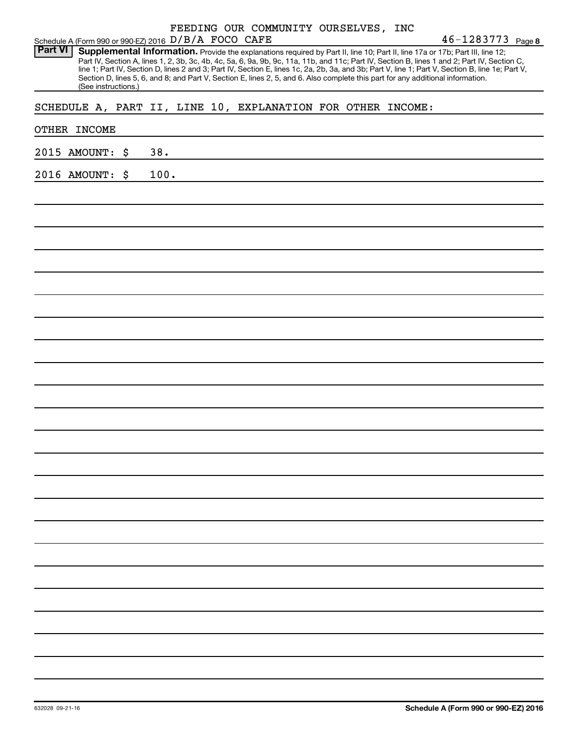FEEDING OUR COMMUNITY OURSELVES, INC

Schedule A (Form 990 or 990-EZ) 2016 D/B/A FOCO CAFE 46-1283773 Page 8

**Part VI** **Supplemental Information.** Provide the explanations required by Part II, line 10; Part II, line 17a or 17b; Part III, line 12; Part IV, Section A, lines 1, 2, 3b, 3c, 4b, 4c, 5a, 6, 9a, 9b, 9c, 11a, 11b, and 11c; Part IV, Section B, lines 1 and 2; Part IV, Section C, line 1; Part IV, Section D, lines 2 and 3; Part IV, Section E, lines 1c, 2a, 2b, 3a, and 3b; Part V, line 1; Part V, Section B, line 1e; Part V, Section D, lines 5, 6, and 8; and Part V, Section E, lines 2, 5, and 6. Also complete this part for any additional information. (See instructions.)

SCHEDULE A, PART II, LINE 10, EXPLANATION FOR OTHER INCOME:

OTHER INCOME

2015 AMOUNT: $ 38.

2016 AMOUNT: $ 100.

Schedule A (Form 990 or 990-EZ) 2016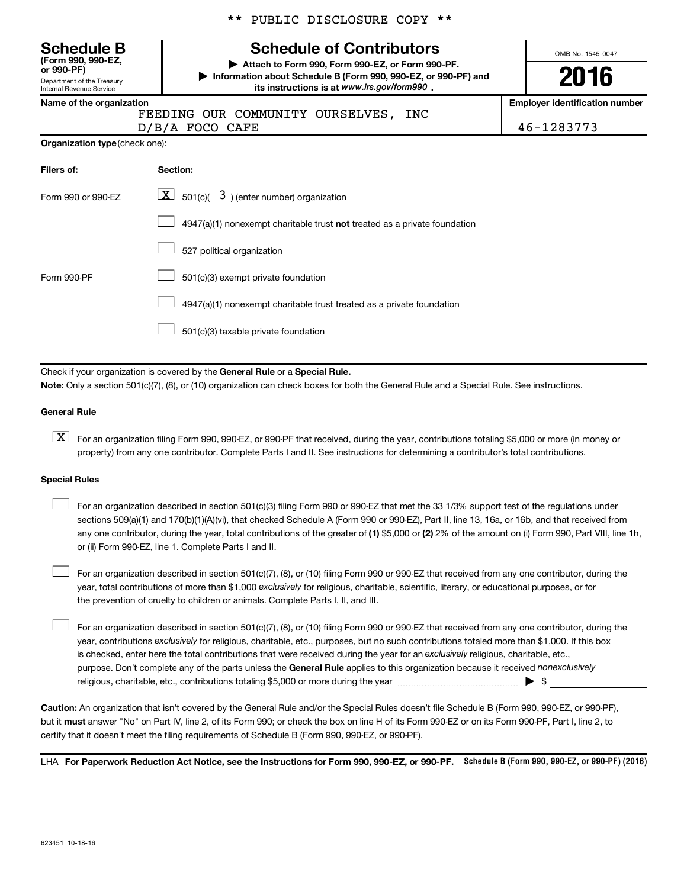** PUBLIC DISCLOSURE COPY **

**Schedule B**
**(Form 990, 990-EZ, or 990-PF)**
Department of the Treasury
Internal Revenue Service

# Schedule of Contributors

▶ **Attach to Form 990, Form 990-EZ, or Form 990-PF.**
▶ **Information about Schedule B (Form 990, 990-EZ, or 990-PF) and its instructions is at *www.irs.gov/form990*.**

OMB No. 1545-0047

**2016**

**Name of the organization**
FEEDING OUR COMMUNITY OURSELVES, INC
D/B/A FOCO CAFE

**Employer identification number**
46-1283773

**Organization type** (check one):

| Filers of: | Section: |
|---|---|
| Form 990 or 990-EZ | [X] 501(c)( 3 ) (enter number) organization |
| | [ ] 4947(a)(1) nonexempt charitable trust **not** treated as a private foundation |
| | [ ] 527 political organization |
| Form 990-PF | [ ] 501(c)(3) exempt private foundation |
| | [ ] 4947(a)(1) nonexempt charitable trust treated as a private foundation |
| | [ ] 501(c)(3) taxable private foundation |

Check if your organization is covered by the **General Rule** or a **Special Rule.**

**Note:** Only a section 501(c)(7), (8), or (10) organization can check boxes for both the General Rule and a Special Rule. See instructions.

**General Rule**

[X] For an organization filing Form 990, 990-EZ, or 990-PF that received, during the year, contributions totaling $5,000 or more (in money or property) from any one contributor. Complete Parts I and II. See instructions for determining a contributor's total contributions.

**Special Rules**

[ ] For an organization described in section 501(c)(3) filing Form 990 or 990-EZ that met the 33 1/3% support test of the regulations under sections 509(a)(1) and 170(b)(1)(A)(vi), that checked Schedule A (Form 990 or 990-EZ), Part II, line 13, 16a, or 16b, and that received from any one contributor, during the year, total contributions of the greater of **(1)** $5,000 or **(2)** 2% of the amount on (i) Form 990, Part VIII, line 1h, or (ii) Form 990-EZ, line 1. Complete Parts I and II.

[ ] For an organization described in section 501(c)(7), (8), or (10) filing Form 990 or 990-EZ that received from any one contributor, during the year, total contributions of more than $1,000 *exclusively* for religious, charitable, scientific, literary, or educational purposes, or for the prevention of cruelty to children or animals. Complete Parts I, II, and III.

[ ] For an organization described in section 501(c)(7), (8), or (10) filing Form 990 or 990-EZ that received from any one contributor, during the year, contributions *exclusively* for religious, charitable, etc., purposes, but no such contributions totaled more than $1,000. If this box is checked, enter here the total contributions that were received during the year for an *exclusively* religious, charitable, etc., purpose. Don't complete any of the parts unless the **General Rule** applies to this organization because it received *nonexclusively* religious, charitable, etc., contributions totaling $5,000 or more during the year ▶ $ ____________

**Caution:** An organization that isn't covered by the General Rule and/or the Special Rules doesn't file Schedule B (Form 990, 990-EZ, or 990-PF), but it **must** answer "No" on Part IV, line 2, of its Form 990; or check the box on line H of its Form 990-EZ or on its Form 990-PF, Part I, line 2, to certify that it doesn't meet the filing requirements of Schedule B (Form 990, 990-EZ, or 990-PF).

LHA **For Paperwork Reduction Act Notice, see the Instructions for Form 990, 990-EZ, or 990-PF.** **Schedule B (Form 990, 990-EZ, or 990-PF) (2016)**

623451 10-18-16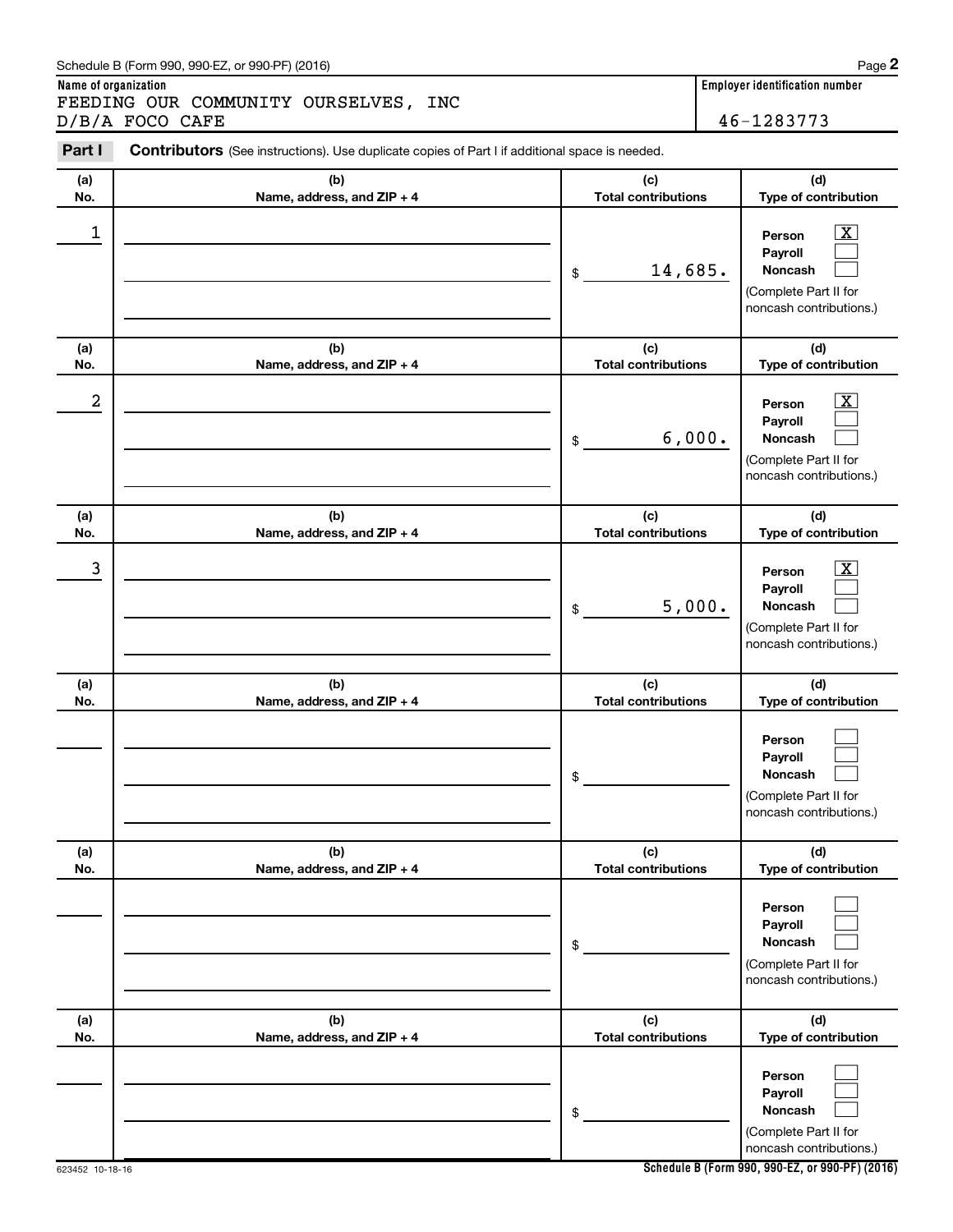Schedule B (Form 990, 990-EZ, or 990-PF) (2016)

**Name of organization**

FEEDING OUR COMMUNITY OURSELVES, INC
D/B/A FOCO CAFE

**Employer identification number**

46-1283773

**Part I** **Contributors** (See instructions). Use duplicate copies of Part I if additional space is needed.

| (a) No. | (b) Name, address, and ZIP + 4 | (c) Total contributions | (d) Type of contribution |
|---|---|---|---|
| 1 | | $ 14,685. | Person [X] Payroll [ ] Noncash [ ] (Complete Part II for noncash contributions.) |
| 2 | | $ 6,000. | Person [X] Payroll [ ] Noncash [ ] (Complete Part II for noncash contributions.) |
| 3 | | $ 5,000. | Person [X] Payroll [ ] Noncash [ ] (Complete Part II for noncash contributions.) |
| | | $ | Person [ ] Payroll [ ] Noncash [ ] (Complete Part II for noncash contributions.) |
| | | $ | Person [ ] Payroll [ ] Noncash [ ] (Complete Part II for noncash contributions.) |
| | | $ | Person [ ] Payroll [ ] Noncash [ ] (Complete Part II for noncash contributions.) |

623452 10-18-16

**Schedule B (Form 990, 990-EZ, or 990-PF) (2016)**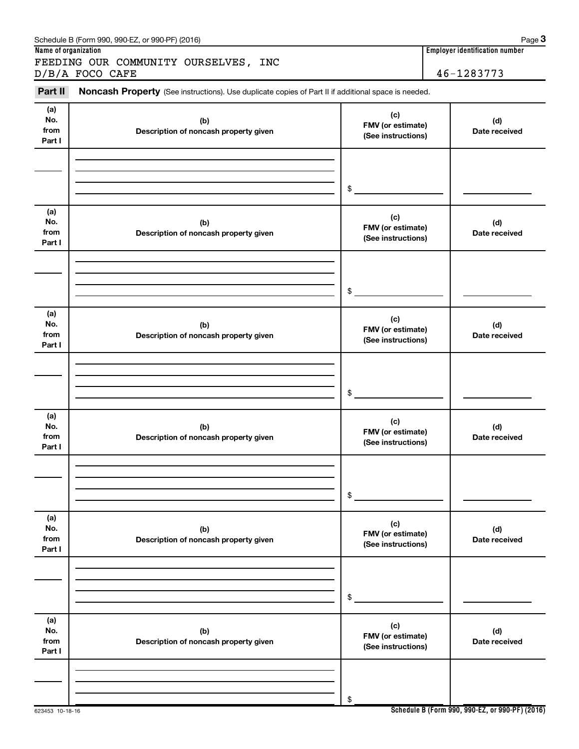Schedule B (Form 990, 990-EZ, or 990-PF) (2016)

**Name of organization**

FEEDING OUR COMMUNITY OURSELVES, INC
D/B/A FOCO CAFE

**Employer identification number**

46-1283773

**Part II** **Noncash Property** (See instructions). Use duplicate copies of Part II if additional space is needed.

| (a) No. from Part I | (b) Description of noncash property given | (c) FMV (or estimate) (See instructions) | (d) Date received |
|---|---|---|---|
| | | $ | |

| (a) No. from Part I | (b) Description of noncash property given | (c) FMV (or estimate) (See instructions) | (d) Date received |
|---|---|---|---|
| | | $ | |

| (a) No. from Part I | (b) Description of noncash property given | (c) FMV (or estimate) (See instructions) | (d) Date received |
|---|---|---|---|
| | | $ | |

| (a) No. from Part I | (b) Description of noncash property given | (c) FMV (or estimate) (See instructions) | (d) Date received |
|---|---|---|---|
| | | $ | |

| (a) No. from Part I | (b) Description of noncash property given | (c) FMV (or estimate) (See instructions) | (d) Date received |
|---|---|---|---|
| | | $ | |

| (a) No. from Part I | (b) Description of noncash property given | (c) FMV (or estimate) (See instructions) | (d) Date received |
|---|---|---|---|
| | | $ | |

623453 10-18-16

**Schedule B (Form 990, 990-EZ, or 990-PF) (2016)**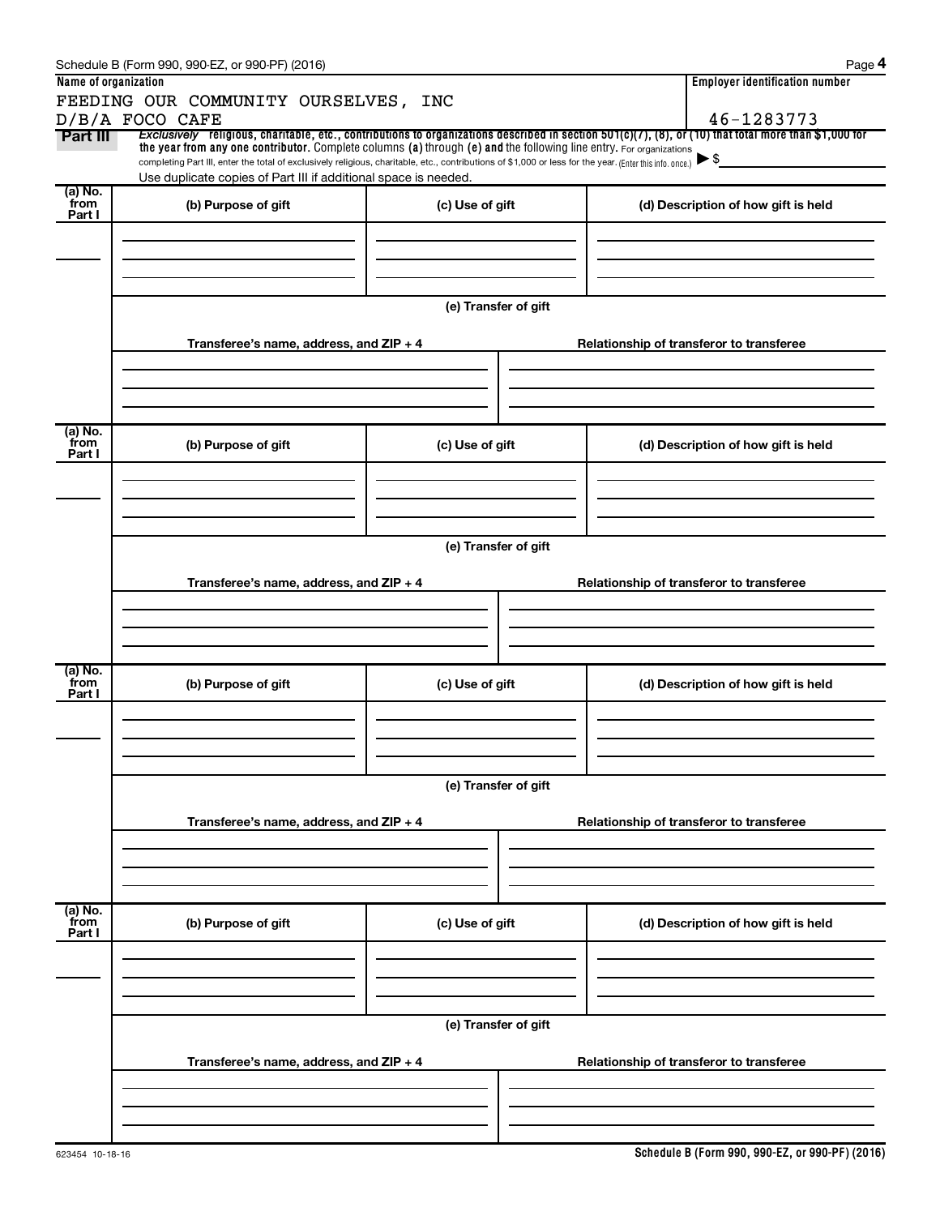Schedule B (Form 990, 990-EZ, or 990-PF) (2016)

| Name of organization | Employer identification number |
|---|---|
| FEEDING OUR COMMUNITY OURSELVES, INC D/B/A FOCO CAFE | 46-1283773 |

**Part III** *Exclusively* religious, charitable, etc., contributions to organizations described in section 501(c)(7), (8), or (10) that total more than $1,000 for the year from any one contributor. Complete columns (a) through (e) and the following line entry. For organizations completing Part III, enter the total of exclusively religious, charitable, etc., contributions of $1,000 or less for the year. (Enter this info. once.) ▶ $

Use duplicate copies of Part III if additional space is needed.

| (a) No. from Part I | (b) Purpose of gift | (c) Use of gift | (d) Description of how gift is held |
|---|---|---|---|
| | | | |

(e) Transfer of gift

| Transferee's name, address, and ZIP + 4 | Relationship of transferor to transferee |
|---|---|
| | |

| (a) No. from Part I | (b) Purpose of gift | (c) Use of gift | (d) Description of how gift is held |
|---|---|---|---|
| | | | |

(e) Transfer of gift

| Transferee's name, address, and ZIP + 4 | Relationship of transferor to transferee |
|---|---|
| | |

| (a) No. from Part I | (b) Purpose of gift | (c) Use of gift | (d) Description of how gift is held |
|---|---|---|---|
| | | | |

(e) Transfer of gift

| Transferee's name, address, and ZIP + 4 | Relationship of transferor to transferee |
|---|---|
| | |

| (a) No. from Part I | (b) Purpose of gift | (c) Use of gift | (d) Description of how gift is held |
|---|---|---|---|
| | | | |

(e) Transfer of gift

| Transferee's name, address, and ZIP + 4 | Relationship of transferor to transferee |
|---|---|
| | |

623454 10-18-16

Schedule B (Form 990, 990-EZ, or 990-PF) (2016)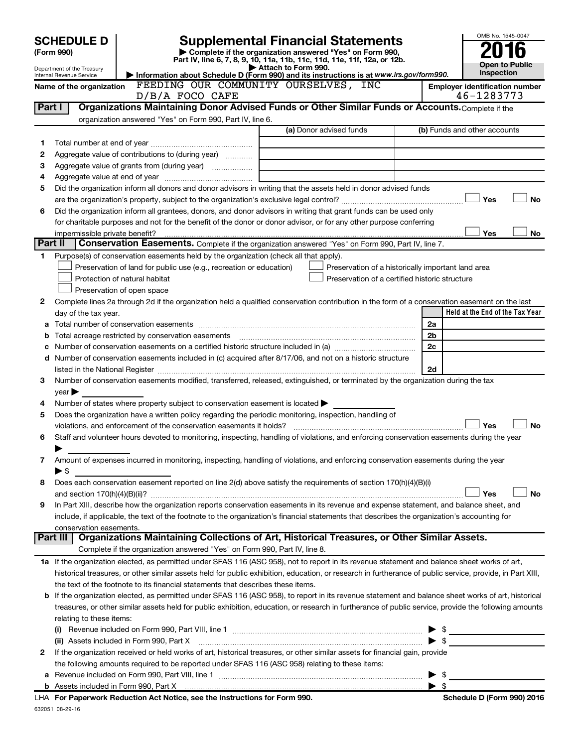**SCHEDULE D**
**(Form 990)**

Department of the Treasury
Internal Revenue Service

# Supplemental Financial Statements

▶ Complete if the organization answered "Yes" on Form 990, Part IV, line 6, 7, 8, 9, 10, 11a, 11b, 11c, 11d, 11e, 11f, 12a, or 12b.
▶ Attach to Form 990.
▶ Information about Schedule D (Form 990) and its instructions is at *www.irs.gov/form990.*

OMB No. 1545-0047

**2016**

**Open to Public Inspection**

**Name of the organization** FEEDING OUR COMMUNITY OURSELVES, INC D/B/A FOCO CAFE

**Employer identification number** 46-1283773

## Part I Organizations Maintaining Donor Advised Funds or Other Similar Funds or Accounts.

Complete if the organization answered "Yes" on Form 990, Part IV, line 6.

| | | (a) Donor advised funds | (b) Funds and other accounts |
|---|---|---|---|
| 1 | Total number at end of year | | |
| 2 | Aggregate value of contributions to (during year) | | |
| 3 | Aggregate value of grants from (during year) | | |
| 4 | Aggregate value at end of year | | |

5 Did the organization inform all donors and donor advisors in writing that the assets held in donor advised funds are the organization's property, subject to the organization's exclusive legal control? ☐ Yes ☐ No

6 Did the organization inform all grantees, donors, and donor advisors in writing that grant funds can be used only for charitable purposes and not for the benefit of the donor or donor advisor, or for any other purpose conferring impermissible private benefit? ☐ Yes ☐ No

## Part II Conservation Easements.

Complete if the organization answered "Yes" on Form 990, Part IV, line 7.

1 Purpose(s) of conservation easements held by the organization (check all that apply).

☐ Preservation of land for public use (e.g., recreation or education)
☐ Preservation of a historically important land area
☐ Protection of natural habitat
☐ Preservation of a certified historic structure
☐ Preservation of open space

2 Complete lines 2a through 2d if the organization held a qualified conservation contribution in the form of a conservation easement on the last day of the tax year.

| | | | Held at the End of the Tax Year |
|---|---|---|---|
| a | Total number of conservation easements | 2a | |
| b | Total acreage restricted by conservation easements | 2b | |
| c | Number of conservation easements on a certified historic structure included in (a) | 2c | |
| d | Number of conservation easements included in (c) acquired after 8/17/06, and not on a historic structure listed in the National Register | 2d | |

3 Number of conservation easements modified, transferred, released, extinguished, or terminated by the organization during the tax year ▶

4 Number of states where property subject to conservation easement is located ▶

5 Does the organization have a written policy regarding the periodic monitoring, inspection, handling of violations, and enforcement of the conservation easements it holds? ☐ Yes ☐ No

6 Staff and volunteer hours devoted to monitoring, inspecting, handling of violations, and enforcing conservation easements during the year ▶

7 Amount of expenses incurred in monitoring, inspecting, handling of violations, and enforcing conservation easements during the year ▶ $

8 Does each conservation easement reported on line 2(d) above satisfy the requirements of section 170(h)(4)(B)(i) and section 170(h)(4)(B)(ii)? ☐ Yes ☐ No

9 In Part XIII, describe how the organization reports conservation easements in its revenue and expense statement, and balance sheet, and include, if applicable, the text of the footnote to the organization's financial statements that describes the organization's accounting for conservation easements.

## Part III Organizations Maintaining Collections of Art, Historical Treasures, or Other Similar Assets.

Complete if the organization answered "Yes" on Form 990, Part IV, line 8.

1a If the organization elected, as permitted under SFAS 116 (ASC 958), not to report in its revenue statement and balance sheet works of art, historical treasures, or other similar assets held for public exhibition, education, or research in furtherance of public service, provide, in Part XIII, the text of the footnote to its financial statements that describes these items.

b If the organization elected, as permitted under SFAS 116 (ASC 958), to report in its revenue statement and balance sheet works of art, historical treasures, or other similar assets held for public exhibition, education, or research in furtherance of public service, provide the following amounts relating to these items:

(i) Revenue included on Form 990, Part VIII, line 1 ▶ $

(ii) Assets included in Form 990, Part X ▶ $

2 If the organization received or held works of art, historical treasures, or other similar assets for financial gain, provide the following amounts required to be reported under SFAS 116 (ASC 958) relating to these items:

a Revenue included on Form 990, Part VIII, line 1 ▶ $

b Assets included in Form 990, Part X ▶ $

LHA **For Paperwork Reduction Act Notice, see the Instructions for Form 990.** **Schedule D (Form 990) 2016**

632051 08-29-16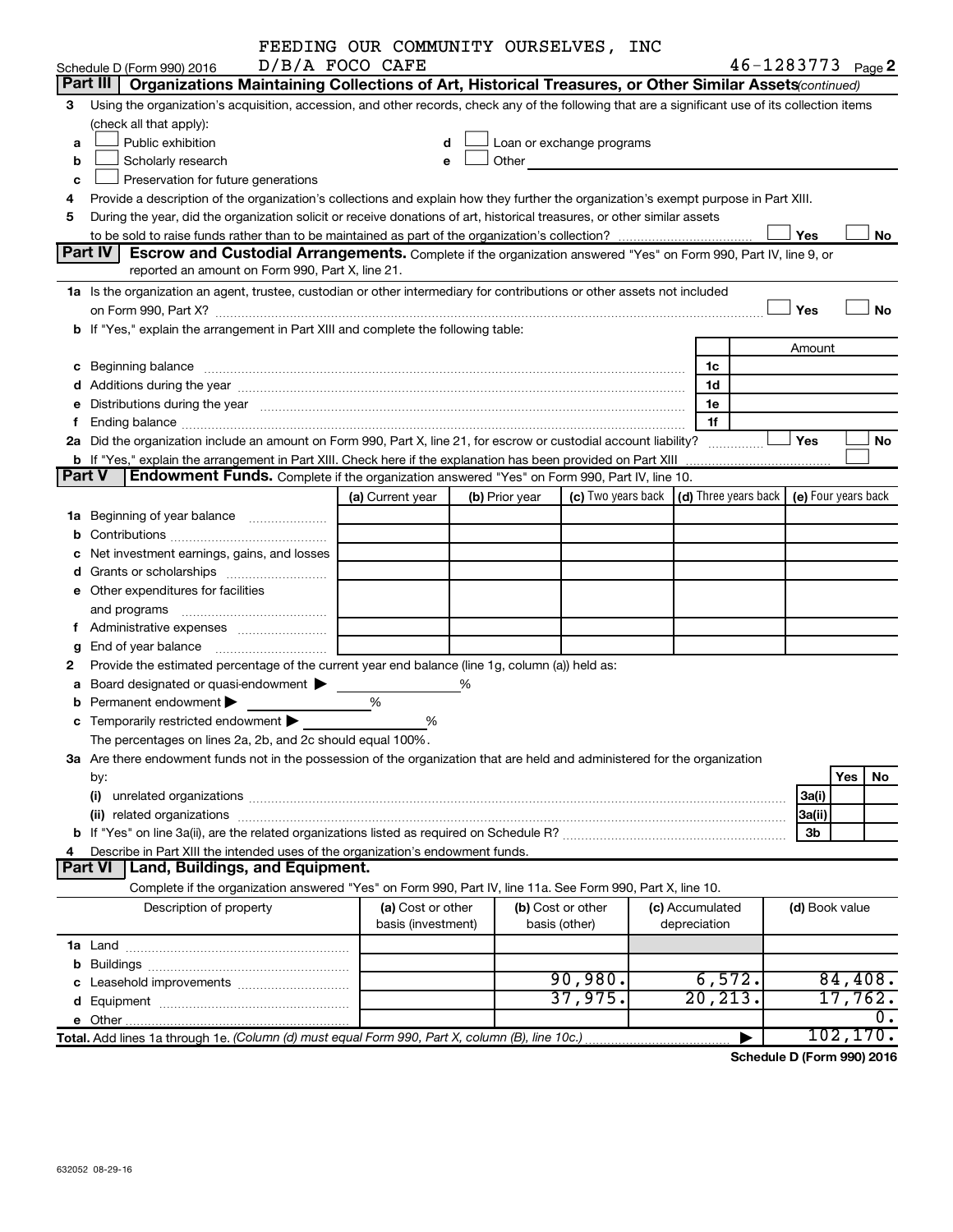FEEDING OUR COMMUNITY OURSELVES, INC
D/B/A FOCO CAFE

Schedule D (Form 990) 2016 | 46-1283773 Page **2**

## Part III | Organizations Maintaining Collections of Art, Historical Treasures, or Other Similar Assets *(continued)*

**3** Using the organization's acquisition, accession, and other records, check any of the following that are a significant use of its collection items (check all that apply):

- **a** ☐ Public exhibition
- **b** ☐ Scholarly research
- **c** ☐ Preservation for future generations
- **d** ☐ Loan or exchange programs
- **e** ☐ Other

**4** Provide a description of the organization's collections and explain how they further the organization's exempt purpose in Part XIII.

**5** During the year, did the organization solicit or receive donations of art, historical treasures, or other similar assets to be sold to raise funds rather than to be maintained as part of the organization's collection? ☐ Yes ☐ No

## Part IV | Escrow and Custodial Arrangements.

Complete if the organization answered "Yes" on Form 990, Part IV, line 9, or reported an amount on Form 990, Part X, line 21.

**1a** Is the organization an agent, trustee, custodian or other intermediary for contributions or other assets not included on Form 990, Part X? ☐ Yes ☐ No

**b** If "Yes," explain the arrangement in Part XIII and complete the following table:

| | | Amount |
|---|---|---|
| **c** Beginning balance | 1c | |
| **d** Additions during the year | 1d | |
| **e** Distributions during the year | 1e | |
| **f** Ending balance | 1f | |

**2a** Did the organization include an amount on Form 990, Part X, line 21, for escrow or custodial account liability? ☐ Yes ☐ No

**b** If "Yes," explain the arrangement in Part XIII. Check here if the explanation has been provided on Part XIII ☐

## Part V | Endowment Funds.

Complete if the organization answered "Yes" on Form 990, Part IV, line 10.

| | (a) Current year | (b) Prior year | (c) Two years back | (d) Three years back | (e) Four years back |
|---|---|---|---|---|---|
| **1a** Beginning of year balance | | | | | |
| **b** Contributions | | | | | |
| **c** Net investment earnings, gains, and losses | | | | | |
| **d** Grants or scholarships | | | | | |
| **e** Other expenditures for facilities and programs | | | | | |
| **f** Administrative expenses | | | | | |
| **g** End of year balance | | | | | |

**2** Provide the estimated percentage of the current year end balance (line 1g, column (a)) held as:

- **a** Board designated or quasi-endowment ▶ %
- **b** Permanent endowment ▶ %
- **c** Temporarily restricted endowment ▶ %

The percentages on lines 2a, 2b, and 2c should equal 100%.

**3a** Are there endowment funds not in the possession of the organization that are held and administered for the organization by:

| | | Yes | No |
|---|---|---|---|
| **(i)** unrelated organizations | 3a(i) | | |
| **(ii)** related organizations | 3a(ii) | | |
| **b** If "Yes" on line 3a(ii), are the related organizations listed as required on Schedule R? | 3b | | |

**4** Describe in Part XIII the intended uses of the organization's endowment funds.

## Part VI | Land, Buildings, and Equipment.

Complete if the organization answered "Yes" on Form 990, Part IV, line 11a. See Form 990, Part X, line 10.

| Description of property | (a) Cost or other basis (investment) | (b) Cost or other basis (other) | (c) Accumulated depreciation | (d) Book value |
|---|---|---|---|---|
| **1a** Land | | | | |
| **b** Buildings | | | | |
| **c** Leasehold improvements | | 90,980. | 6,572. | 84,408. |
| **d** Equipment | | 37,975. | 20,213. | 17,762. |
| **e** Other | | | | 0. |
| **Total.** Add lines 1a through 1e. *(Column (d) must equal Form 990, Part X, column (B), line 10c.)* ▶ | | | | 102,170. |

**Schedule D (Form 990) 2016**

632052 08-29-16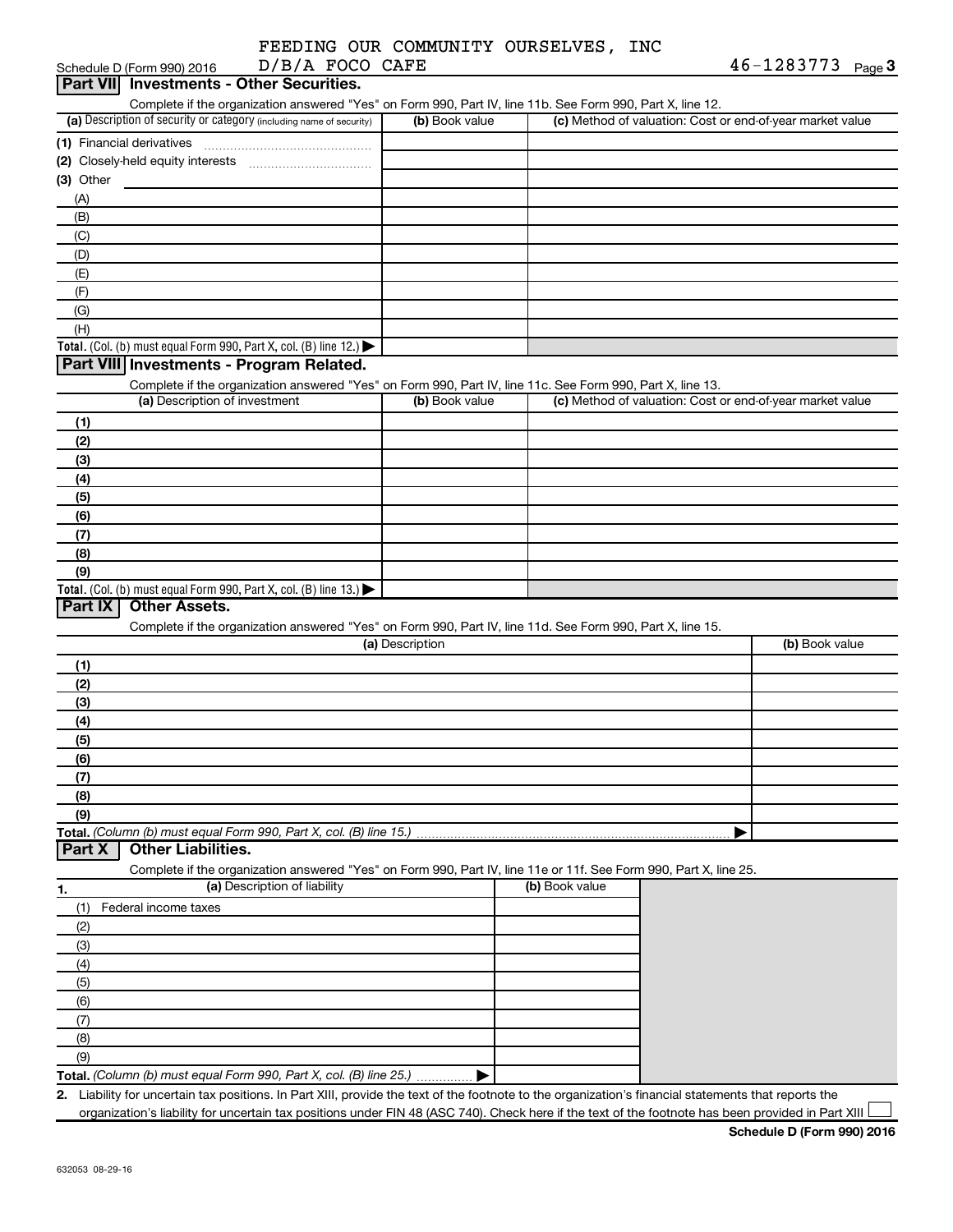FEEDING OUR COMMUNITY OURSELVES, INC
D/B/A FOCO CAFE
46-1283773

## Part VII Investments - Other Securities.

Complete if the organization answered "Yes" on Form 990, Part IV, line 11b. See Form 990, Part X, line 12.

| (a) Description of security or category (including name of security) | (b) Book value | (c) Method of valuation: Cost or end-of-year market value |
|---|---|---|
| (1) Financial derivatives | | |
| (2) Closely-held equity interests | | |
| (3) Other | | |
| (A) | | |
| (B) | | |
| (C) | | |
| (D) | | |
| (E) | | |
| (F) | | |
| (G) | | |
| (H) | | |
| **Total.** (Col. (b) must equal Form 990, Part X, col. (B) line 12.) ▶ | | |

## Part VIII Investments - Program Related.

Complete if the organization answered "Yes" on Form 990, Part IV, line 11c. See Form 990, Part X, line 13.

| (a) Description of investment | (b) Book value | (c) Method of valuation: Cost or end-of-year market value |
|---|---|---|
| (1) | | |
| (2) | | |
| (3) | | |
| (4) | | |
| (5) | | |
| (6) | | |
| (7) | | |
| (8) | | |
| (9) | | |
| **Total.** (Col. (b) must equal Form 990, Part X, col. (B) line 13.) ▶ | | |

## Part IX Other Assets.

Complete if the organization answered "Yes" on Form 990, Part IV, line 11d. See Form 990, Part X, line 15.

| (a) Description | (b) Book value |
|---|---|
| (1) | |
| (2) | |
| (3) | |
| (4) | |
| (5) | |
| (6) | |
| (7) | |
| (8) | |
| (9) | |
| **Total.** *(Column (b) must equal Form 990, Part X, col. (B) line 15.)* ▶ | |

## Part X Other Liabilities.

Complete if the organization answered "Yes" on Form 990, Part IV, line 11e or 11f. See Form 990, Part X, line 25.

| 1. (a) Description of liability | (b) Book value |
|---|---|
| (1) Federal income taxes | |
| (2) | |
| (3) | |
| (4) | |
| (5) | |
| (6) | |
| (7) | |
| (8) | |
| (9) | |
| **Total.** *(Column (b) must equal Form 990, Part X, col. (B) line 25.)* ▶ | |

2. Liability for uncertain tax positions. In Part XIII, provide the text of the footnote to the organization's financial statements that reports the organization's liability for uncertain tax positions under FIN 48 (ASC 740). Check here if the text of the footnote has been provided in Part XIII ☐

**Schedule D (Form 990) 2016**

632053 08-29-16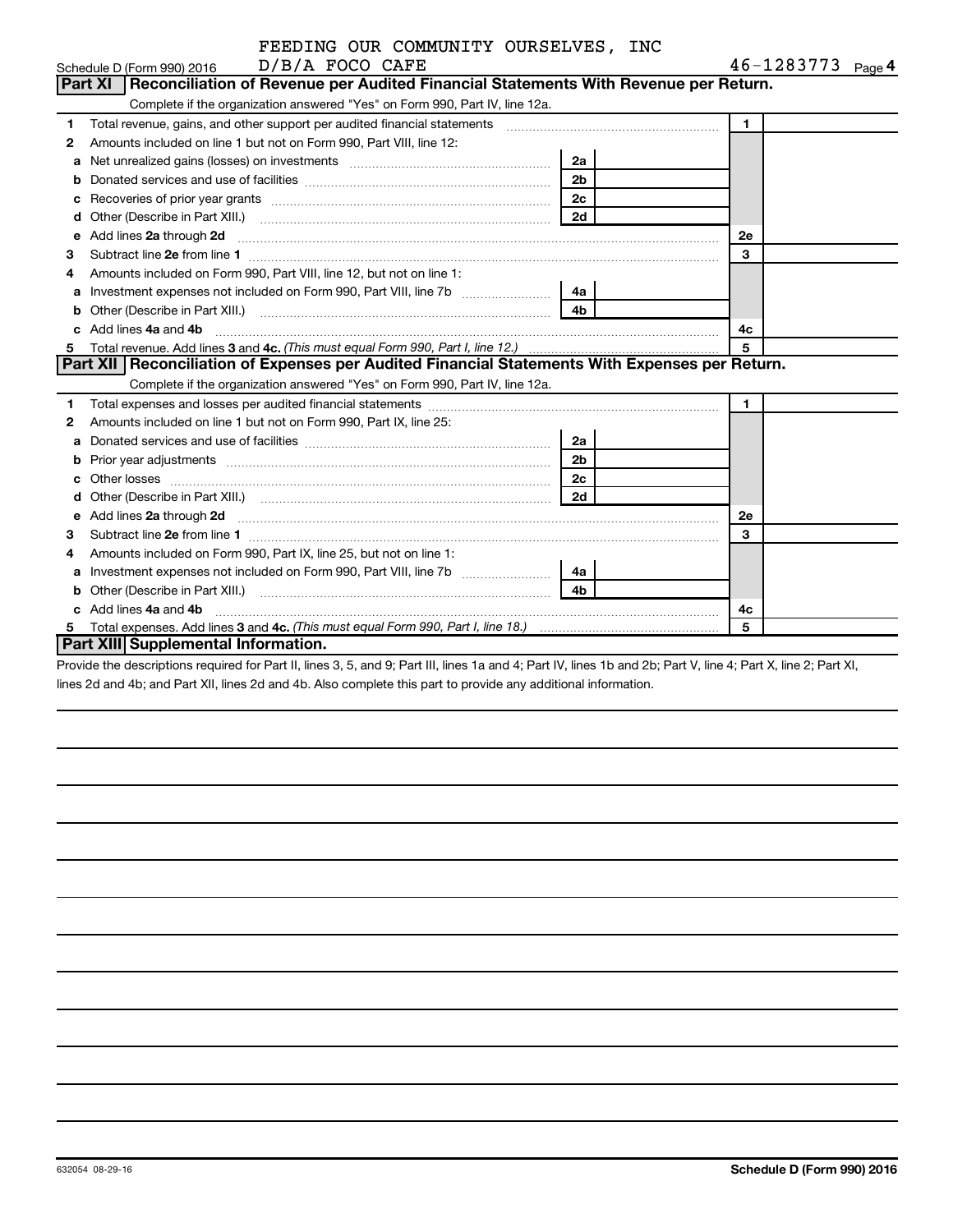FEEDING OUR COMMUNITY OURSELVES, INC

Schedule D (Form 990) 2016 D/B/A FOCO CAFE 46-1283773 Page 4

## Part XI Reconciliation of Revenue per Audited Financial Statements With Revenue per Return.

Complete if the organization answered "Yes" on Form 990, Part IV, line 12a.

| | | | | | |
|---|---|---|---|---|---|
| 1 | Total revenue, gains, and other support per audited financial statements | | | 1 | |
| 2 | Amounts included on line 1 but not on Form 990, Part VIII, line 12: | | | | |
| a | Net unrealized gains (losses) on investments | 2a | | | |
| b | Donated services and use of facilities | 2b | | | |
| c | Recoveries of prior year grants | 2c | | | |
| d | Other (Describe in Part XIII.) | 2d | | | |
| e | Add lines 2a through 2d | | | 2e | |
| 3 | Subtract line 2e from line 1 | | | 3 | |
| 4 | Amounts included on Form 990, Part VIII, line 12, but not on line 1: | | | | |
| a | Investment expenses not included on Form 990, Part VIII, line 7b | 4a | | | |
| b | Other (Describe in Part XIII.) | 4b | | | |
| c | Add lines 4a and 4b | | | 4c | |
| 5 | Total revenue. Add lines 3 and 4c. *(This must equal Form 990, Part I, line 12.)* | | | 5 | |

## Part XII Reconciliation of Expenses per Audited Financial Statements With Expenses per Return.

Complete if the organization answered "Yes" on Form 990, Part IV, line 12a.

| | | | | | |
|---|---|---|---|---|---|
| 1 | Total expenses and losses per audited financial statements | | | 1 | |
| 2 | Amounts included on line 1 but not on Form 990, Part IX, line 25: | | | | |
| a | Donated services and use of facilities | 2a | | | |
| b | Prior year adjustments | 2b | | | |
| c | Other losses | 2c | | | |
| d | Other (Describe in Part XIII.) | 2d | | | |
| e | Add lines 2a through 2d | | | 2e | |
| 3 | Subtract line 2e from line 1 | | | 3 | |
| 4 | Amounts included on Form 990, Part IX, line 25, but not on line 1: | | | | |
| a | Investment expenses not included on Form 990, Part VIII, line 7b | 4a | | | |
| b | Other (Describe in Part XIII.) | 4b | | | |
| c | Add lines 4a and 4b | | | 4c | |
| 5 | Total expenses. Add lines 3 and 4c. *(This must equal Form 990, Part I, line 18.)* | | | 5 | |

## Part XIII Supplemental Information.

Provide the descriptions required for Part II, lines 3, 5, and 9; Part III, lines 1a and 4; Part IV, lines 1b and 2b; Part V, line 4; Part X, line 2; Part XI, lines 2d and 4b; and Part XII, lines 2d and 4b. Also complete this part to provide any additional information.

632054 08-29-16 **Schedule D (Form 990) 2016**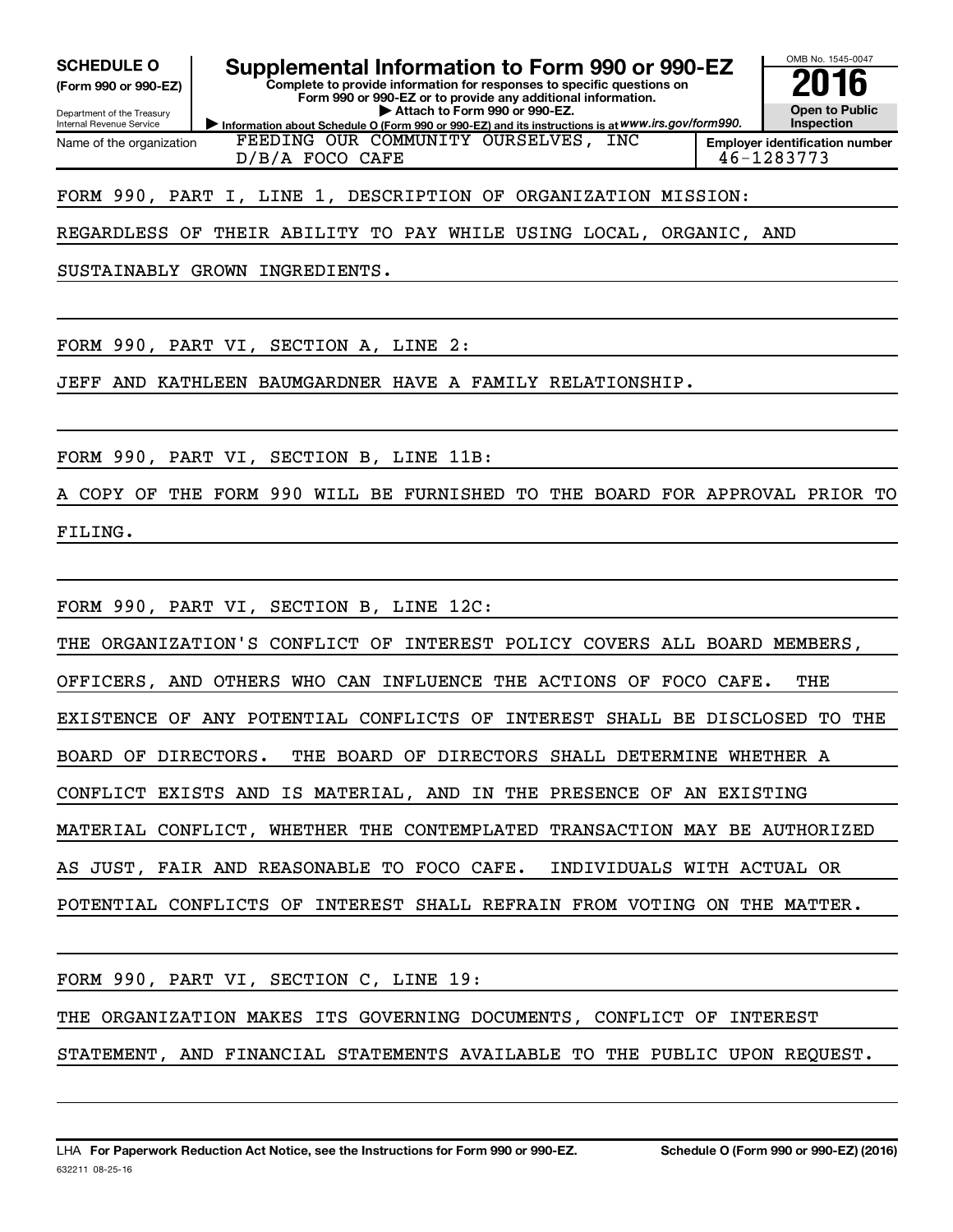**SCHEDULE O**
**(Form 990 or 990-EZ)**

Department of the Treasury
Internal Revenue Service

# Supplemental Information to Form 990 or 990-EZ

**Complete to provide information for responses to specific questions on Form 990 or 990-EZ or to provide any additional information.**
**▶ Attach to Form 990 or 990-EZ.**
**▶ Information about Schedule O (Form 990 or 990-EZ) and its instructions is at** *www.irs.gov/form990.*

OMB No. 1545-0047

**2016**

**Open to Public Inspection**

| Name of the organization | Employer identification number |
|---|---|
| FEEDING OUR COMMUNITY OURSELVES, INC D/B/A FOCO CAFE | 46-1283773 |

FORM 990, PART I, LINE 1, DESCRIPTION OF ORGANIZATION MISSION:

REGARDLESS OF THEIR ABILITY TO PAY WHILE USING LOCAL, ORGANIC, AND SUSTAINABLY GROWN INGREDIENTS.

FORM 990, PART VI, SECTION A, LINE 2:

JEFF AND KATHLEEN BAUMGARDNER HAVE A FAMILY RELATIONSHIP.

FORM 990, PART VI, SECTION B, LINE 11B:

A COPY OF THE FORM 990 WILL BE FURNISHED TO THE BOARD FOR APPROVAL PRIOR TO FILING.

FORM 990, PART VI, SECTION B, LINE 12C:

THE ORGANIZATION'S CONFLICT OF INTEREST POLICY COVERS ALL BOARD MEMBERS, OFFICERS, AND OTHERS WHO CAN INFLUENCE THE ACTIONS OF FOCO CAFE. THE EXISTENCE OF ANY POTENTIAL CONFLICTS OF INTEREST SHALL BE DISCLOSED TO THE BOARD OF DIRECTORS. THE BOARD OF DIRECTORS SHALL DETERMINE WHETHER A CONFLICT EXISTS AND IS MATERIAL, AND IN THE PRESENCE OF AN EXISTING MATERIAL CONFLICT, WHETHER THE CONTEMPLATED TRANSACTION MAY BE AUTHORIZED AS JUST, FAIR AND REASONABLE TO FOCO CAFE. INDIVIDUALS WITH ACTUAL OR POTENTIAL CONFLICTS OF INTEREST SHALL REFRAIN FROM VOTING ON THE MATTER.

FORM 990, PART VI, SECTION C, LINE 19:

THE ORGANIZATION MAKES ITS GOVERNING DOCUMENTS, CONFLICT OF INTEREST STATEMENT, AND FINANCIAL STATEMENTS AVAILABLE TO THE PUBLIC UPON REQUEST.

LHA **For Paperwork Reduction Act Notice, see the Instructions for Form 990 or 990-EZ.** **Schedule O (Form 990 or 990-EZ) (2016)**
632211 08-25-16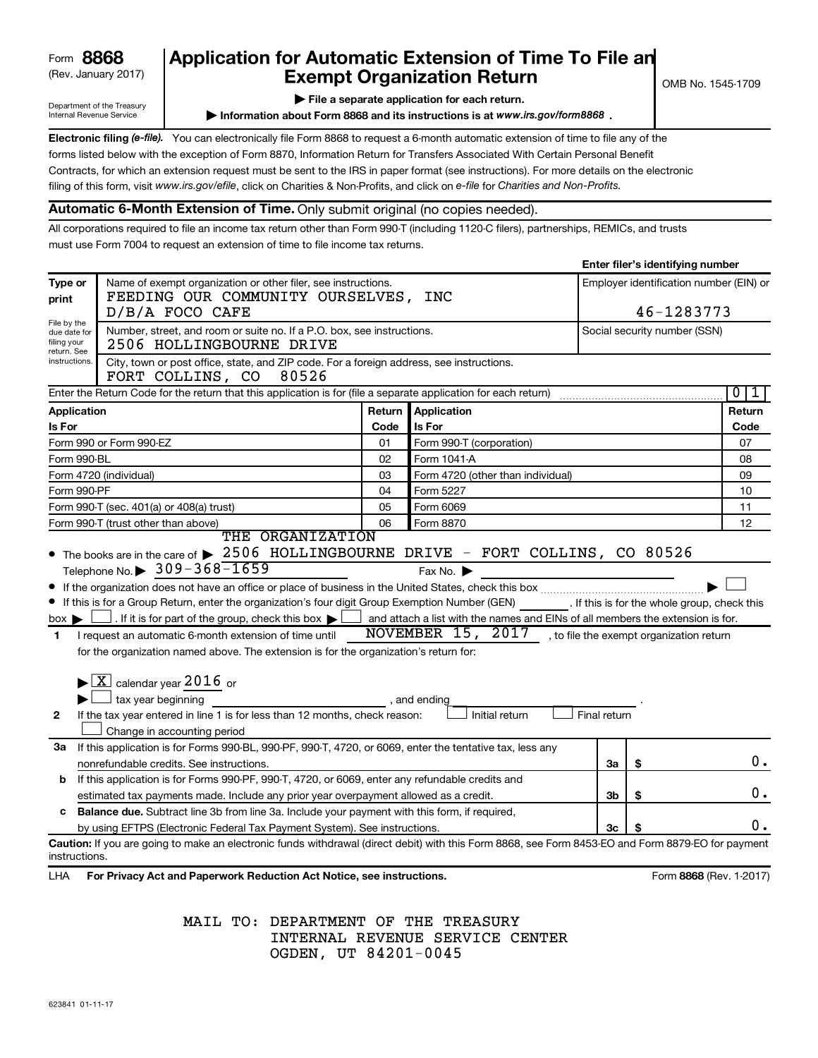Form **8868**
(Rev. January 2017)

Department of the Treasury
Internal Revenue Service

# Application for Automatic Extension of Time To File an Exempt Organization Return

OMB No. 1545-1709

▶ **File a separate application for each return.**

▶ **Information about Form 8868 and its instructions is at *www.irs.gov/form8868*.**

**Electronic filing *(e-file).*** You can electronically file Form 8868 to request a 6-month automatic extension of time to file any of the forms listed below with the exception of Form 8870, Information Return for Transfers Associated With Certain Personal Benefit Contracts, for which an extension request must be sent to the IRS in paper format (see instructions). For more details on the electronic filing of this form, visit *www.irs.gov/efile*, click on Charities & Non-Profits, and click on *e-file* for *Charities and Non-Profits.*

**Automatic 6-Month Extension of Time.** Only submit original (no copies needed).

All corporations required to file an income tax return other than Form 990-T (including 1120-C filers), partnerships, REMICs, and trusts must use Form 7004 to request an extension of time to file income tax returns.

**Enter filer's identifying number**

| | | |
|---|---|---|
| **Type or print** | Name of exempt organization or other filer, see instructions. FEEDING OUR COMMUNITY OURSELVES, INC D/B/A FOCO CAFE | Employer identification number (EIN) or 46-1283773 |
| File by the due date for filing your return. See instructions. | Number, street, and room or suite no. If a P.O. box, see instructions. 2506 HOLLINGBOURNE DRIVE | Social security number (SSN) |
| | City, town or post office, state, and ZIP code. For a foreign address, see instructions. FORT COLLINS, CO 80526 | |

Enter the Return Code for the return that this application is for (file a separate application for each return) ..... 0 1

| Application Is For | Return Code | Application Is For | Return Code |
|---|---|---|---|
| Form 990 or Form 990-EZ | 01 | Form 990-T (corporation) | 07 |
| Form 990-BL | 02 | Form 1041-A | 08 |
| Form 4720 (individual) | 03 | Form 4720 (other than individual) | 09 |
| Form 990-PF | 04 | Form 5227 | 10 |
| Form 990-T (sec. 401(a) or 408(a) trust) | 05 | Form 6069 | 11 |
| Form 990-T (trust other than above) | 06 | Form 8870 | 12 |

- The books are in the care of ▶ THE ORGANIZATION 2506 HOLLINGBOURNE DRIVE - FORT COLLINS, CO 80526
  Telephone No. ▶ 309-368-1659 Fax No. ▶
- If the organization does not have an office or place of business in the United States, check this box ..... ▶ ☐
- If this is for a Group Return, enter the organization's four digit Group Exemption Number (GEN) ______ . If this is for the whole group, check this box ▶ ☐ . If it is for part of the group, check this box ▶ ☐ and attach a list with the names and EINs of all members the extension is for.

**1** I request an automatic 6-month extension of time until NOVEMBER 15, 2017 , to file the exempt organization return for the organization named above. The extension is for the organization's return for:

▶ ☒ calendar year 2016 or
▶ ☐ tax year beginning ______________ , and ending ______________ .

**2** If the tax year entered in line 1 is for less than 12 months, check reason: ☐ Initial return ☐ Final return ☐ Change in accounting period

| | | | | |
|---|---|---|---|---|
| **3a** | If this application is for Forms 990-BL, 990-PF, 990-T, 4720, or 6069, enter the tentative tax, less any nonrefundable credits. See instructions. | **3a** | $ | 0. |
| **b** | If this application is for Forms 990-PF, 990-T, 4720, or 6069, enter any refundable credits and estimated tax payments made. Include any prior year overpayment allowed as a credit. | **3b** | $ | 0. |
| **c** | **Balance due.** Subtract line 3b from line 3a. Include your payment with this form, if required, by using EFTPS (Electronic Federal Tax Payment System). See instructions. | **3c** | $ | 0. |

**Caution:** If you are going to make an electronic funds withdrawal (direct debit) with this Form 8868, see Form 8453-EO and Form 8879-EO for payment instructions.

LHA **For Privacy Act and Paperwork Reduction Act Notice, see instructions.** Form **8868** (Rev. 1-2017)

MAIL TO: DEPARTMENT OF THE TREASURY
INTERNAL REVENUE SERVICE CENTER
OGDEN, UT 84201-0045

623841 01-11-17